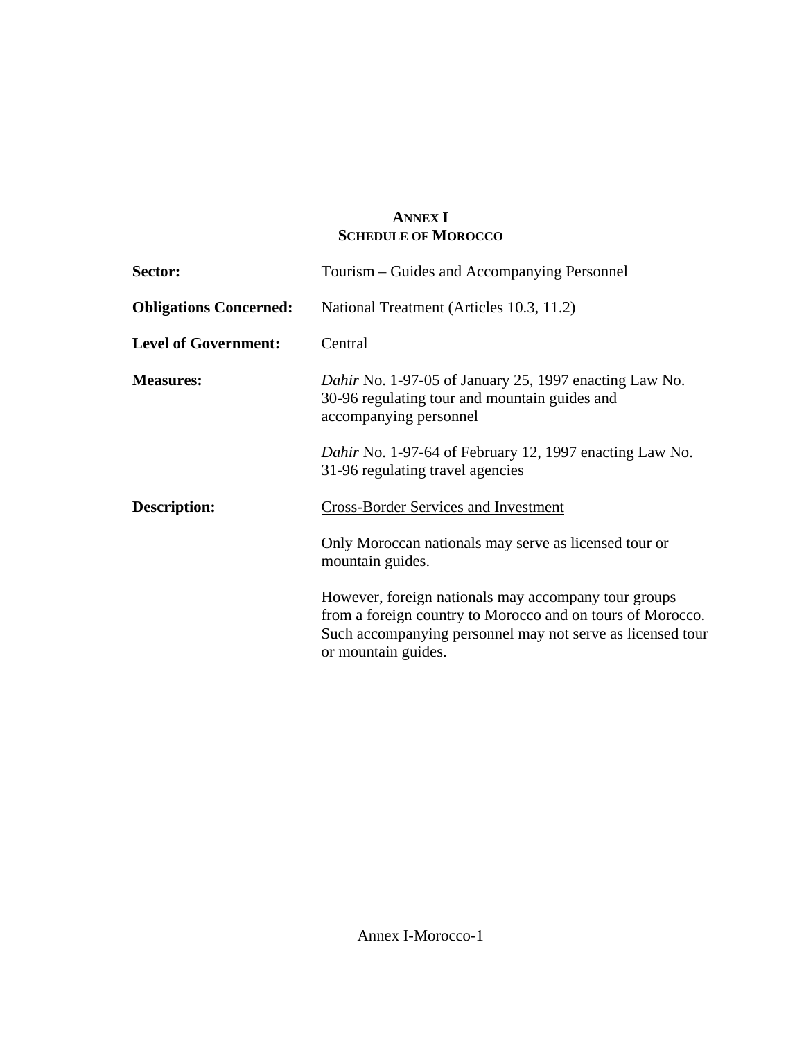# ANNEX I
## SCHEDULE OF MOROCCO

**Sector:** Tourism – Guides and Accompanying Personnel

**Obligations Concerned:** National Treatment (Articles 10.3, 11.2)

**Level of Government:** Central

**Measures:** *Dahir* No. 1-97-05 of January 25, 1997 enacting Law No. 30-96 regulating tour and mountain guides and accompanying personnel

*Dahir* No. 1-97-64 of February 12, 1997 enacting Law No. 31-96 regulating travel agencies

**Description:** Cross-Border Services and Investment

Only Moroccan nationals may serve as licensed tour or mountain guides.

However, foreign nationals may accompany tour groups from a foreign country to Morocco and on tours of Morocco. Such accompanying personnel may not serve as licensed tour or mountain guides.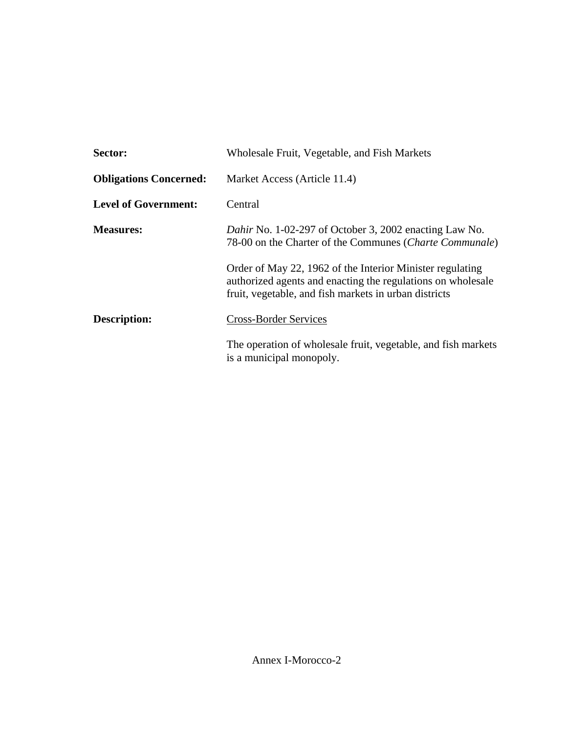**Sector:** Wholesale Fruit, Vegetable, and Fish Markets

**Obligations Concerned:** Market Access (Article 11.4)

**Level of Government:** Central

**Measures:** *Dahir* No. 1-02-297 of October 3, 2002 enacting Law No. 78-00 on the Charter of the Communes (*Charte Communale*)

Order of May 22, 1962 of the Interior Minister regulating authorized agents and enacting the regulations on wholesale fruit, vegetable, and fish markets in urban districts

**Description:** Cross-Border Services

The operation of wholesale fruit, vegetable, and fish markets is a municipal monopoly.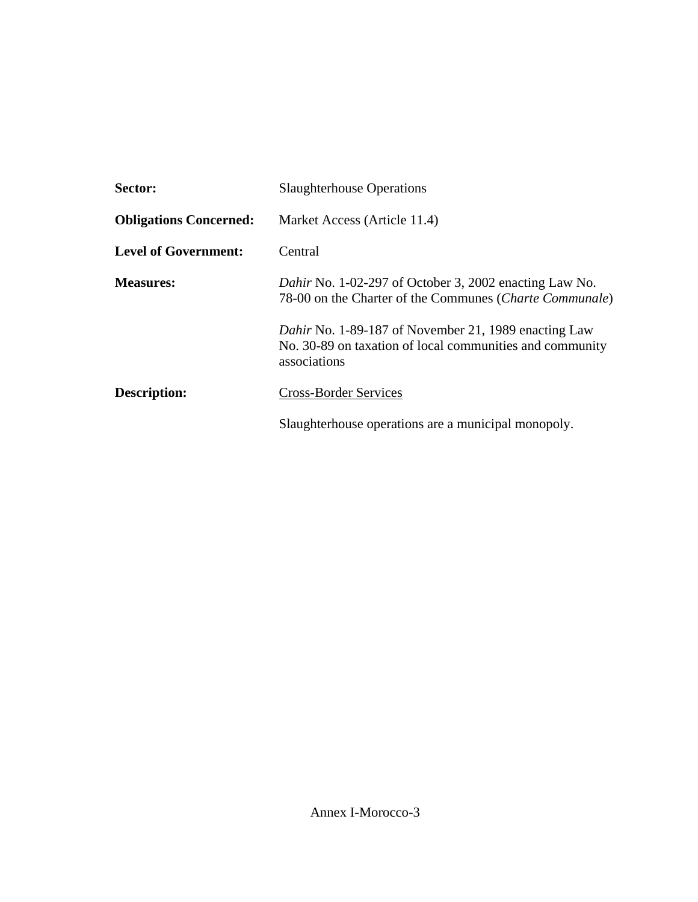**Sector:** Slaughterhouse Operations

**Obligations Concerned:** Market Access (Article 11.4)

**Level of Government:** Central

**Measures:** *Dahir* No. 1-02-297 of October 3, 2002 enacting Law No. 78-00 on the Charter of the Communes (*Charte Communale*)

*Dahir* No. 1-89-187 of November 21, 1989 enacting Law No. 30-89 on taxation of local communities and community associations

**Description:** Cross-Border Services

Slaughterhouse operations are a municipal monopoly.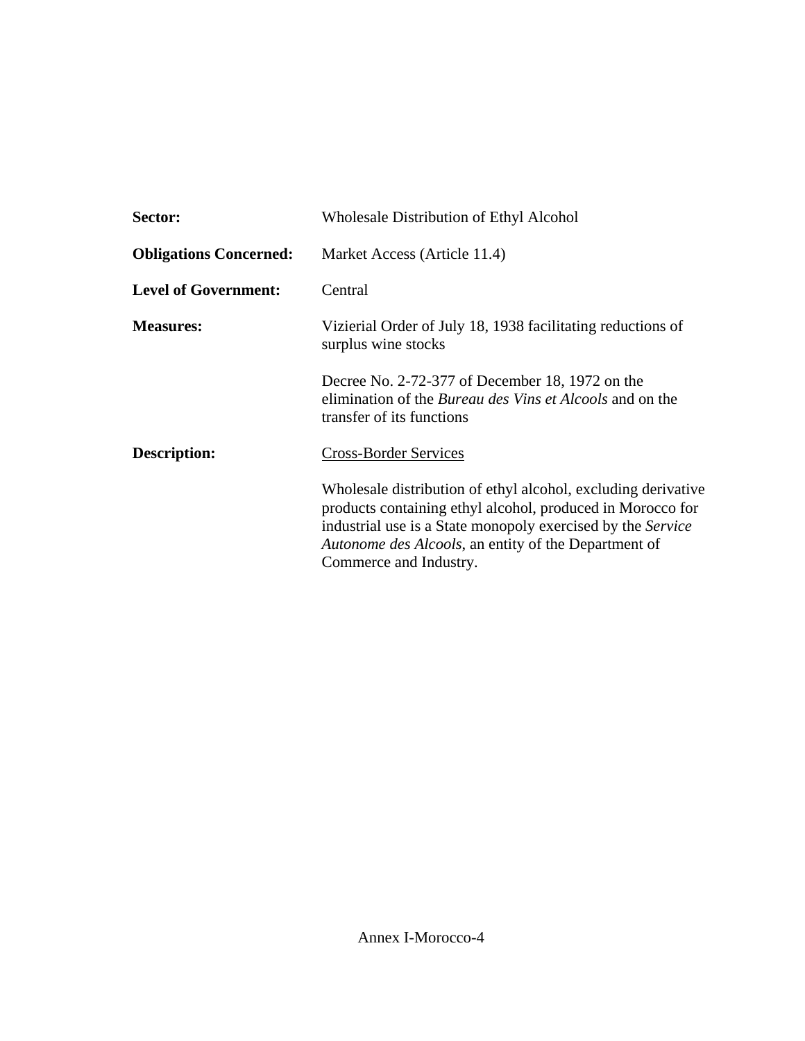**Sector:** Wholesale Distribution of Ethyl Alcohol

**Obligations Concerned:** Market Access (Article 11.4)

**Level of Government:** Central

**Measures:** Vizierial Order of July 18, 1938 facilitating reductions of surplus wine stocks

Decree No. 2-72-377 of December 18, 1972 on the elimination of the *Bureau des Vins et Alcools* and on the transfer of its functions

**Description:** <u>Cross-Border Services</u>

Wholesale distribution of ethyl alcohol, excluding derivative products containing ethyl alcohol, produced in Morocco for industrial use is a State monopoly exercised by the *Service Autonome des Alcools*, an entity of the Department of Commerce and Industry.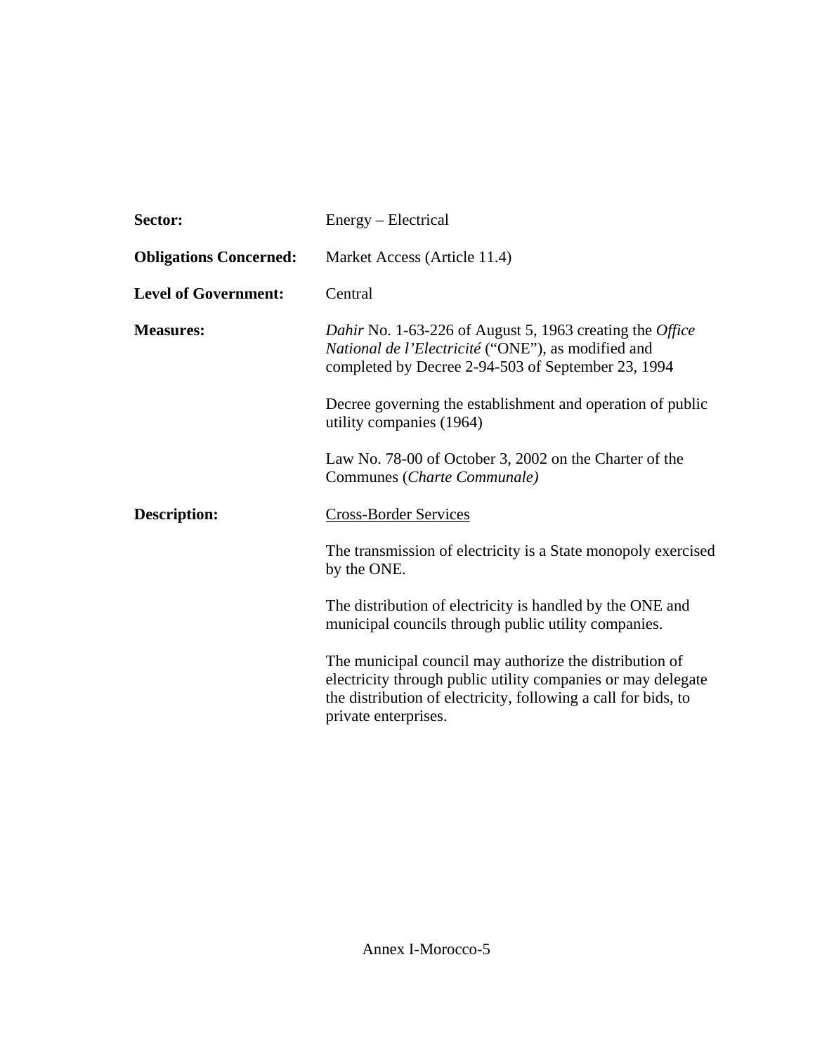**Sector:** Energy – Electrical

**Obligations Concerned:** Market Access (Article 11.4)

**Level of Government:** Central

**Measures:** *Dahir* No. 1-63-226 of August 5, 1963 creating the *Office National de l'Electricité* ("ONE"), as modified and completed by Decree 2-94-503 of September 23, 1994

Decree governing the establishment and operation of public utility companies (1964)

Law No. 78-00 of October 3, 2002 on the Charter of the Communes (*Charte Communale)*

**Description:** <u>Cross-Border Services</u>

The transmission of electricity is a State monopoly exercised by the ONE.

The distribution of electricity is handled by the ONE and municipal councils through public utility companies.

The municipal council may authorize the distribution of electricity through public utility companies or may delegate the distribution of electricity, following a call for bids, to private enterprises.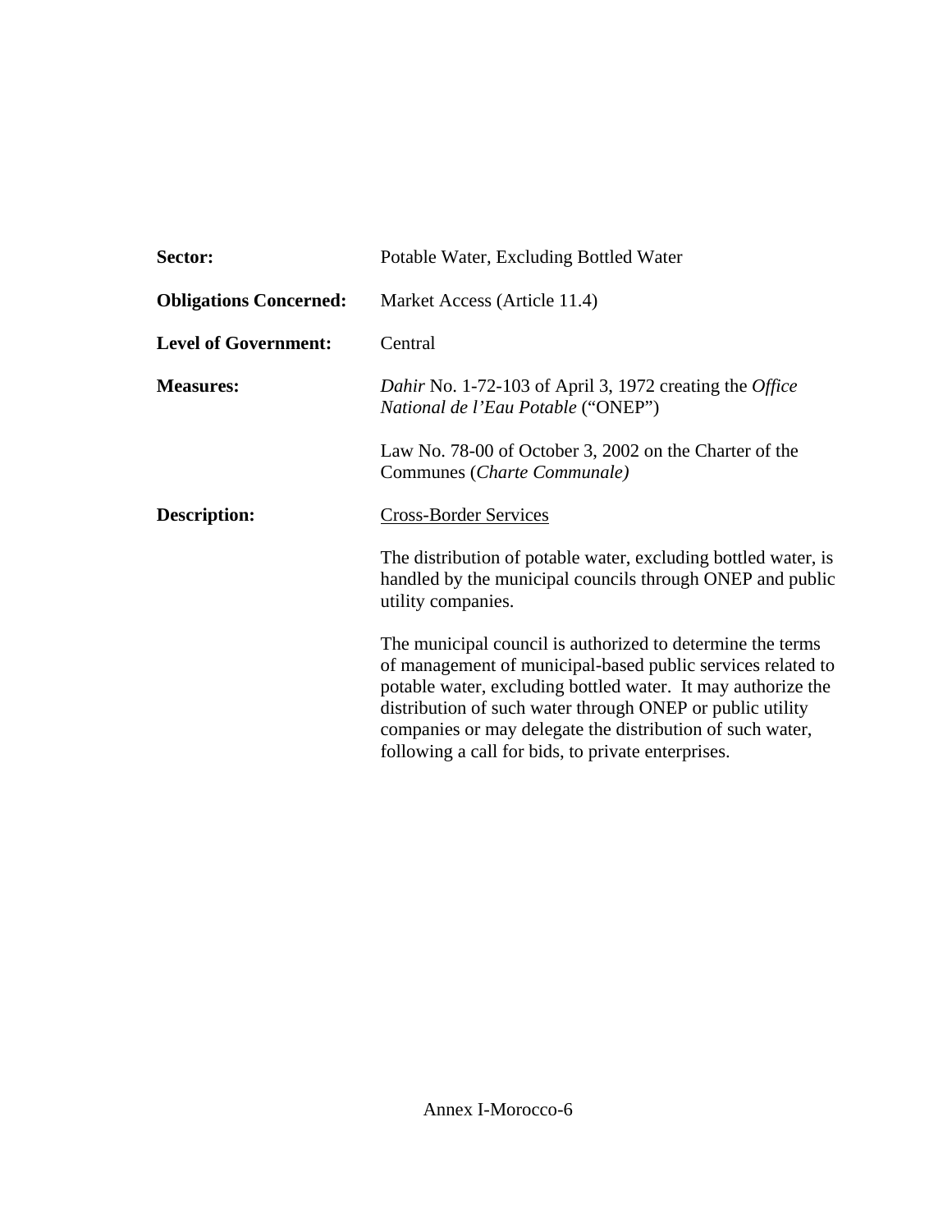**Sector:** Potable Water, Excluding Bottled Water

**Obligations Concerned:** Market Access (Article 11.4)

**Level of Government:** Central

**Measures:** *Dahir* No. 1-72-103 of April 3, 1972 creating the *Office National de l'Eau Potable* ("ONEP")

Law No. 78-00 of October 3, 2002 on the Charter of the Communes (*Charte Communale)*

**Description:** Cross-Border Services

The distribution of potable water, excluding bottled water, is handled by the municipal councils through ONEP and public utility companies.

The municipal council is authorized to determine the terms of management of municipal-based public services related to potable water, excluding bottled water. It may authorize the distribution of such water through ONEP or public utility companies or may delegate the distribution of such water, following a call for bids, to private enterprises.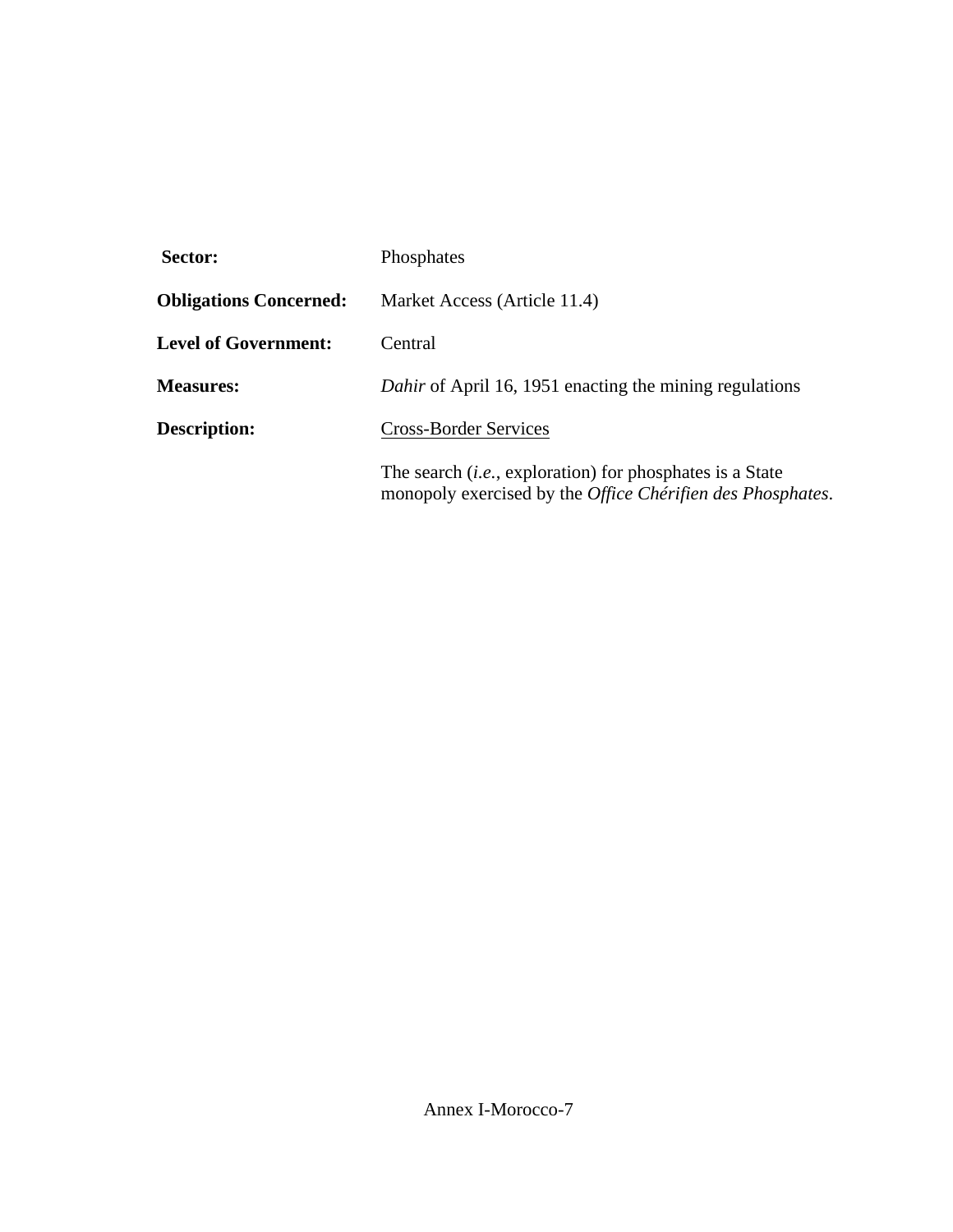**Sector:** Phosphates

**Obligations Concerned:** Market Access (Article 11.4)

**Level of Government:** Central

**Measures:** *Dahir* of April 16, 1951 enacting the mining regulations

**Description:** Cross-Border Services

The search (*i.e.*, exploration) for phosphates is a State monopoly exercised by the *Office Chérifien des Phosphates*.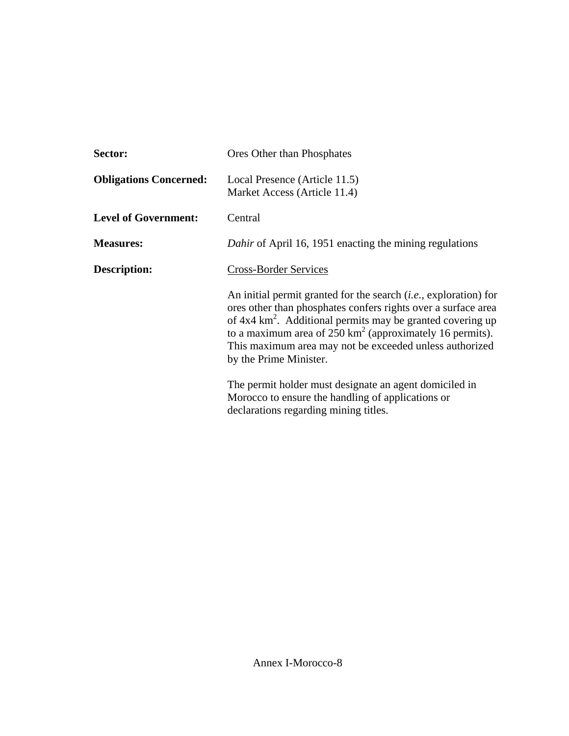**Sector:** Ores Other than Phosphates

**Obligations Concerned:** Local Presence (Article 11.5)
Market Access (Article 11.4)

**Level of Government:** Central

**Measures:** *Dahir* of April 16, 1951 enacting the mining regulations

**Description:** Cross-Border Services

An initial permit granted for the search (*i.e.*, exploration) for ores other than phosphates confers rights over a surface area of 4x4 $km^2$. Additional permits may be granted covering up to a maximum area of 250 $km^2$ (approximately 16 permits). This maximum area may not be exceeded unless authorized by the Prime Minister.

The permit holder must designate an agent domiciled in Morocco to ensure the handling of applications or declarations regarding mining titles.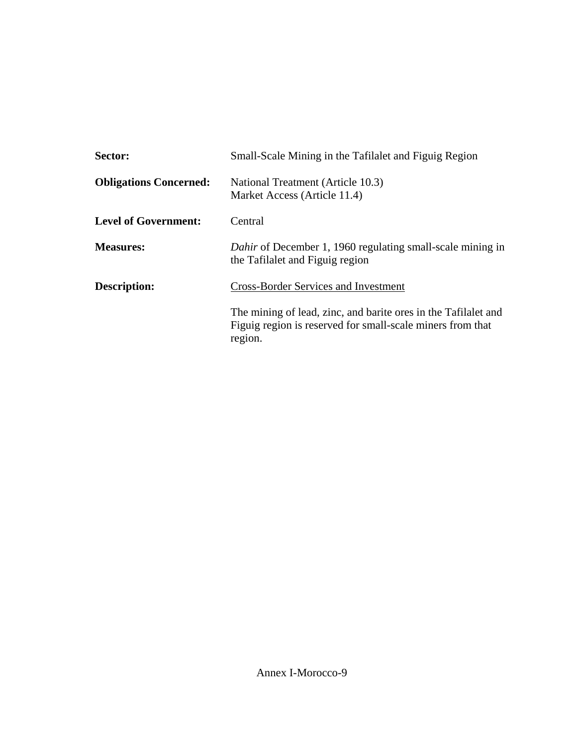**Sector:** Small-Scale Mining in the Tafilalet and Figuig Region

**Obligations Concerned:** National Treatment (Article 10.3)
Market Access (Article 11.4)

**Level of Government:** Central

**Measures:** *Dahir* of December 1, 1960 regulating small-scale mining in the Tafilalet and Figuig region

**Description:** <u>Cross-Border Services and Investment</u>

The mining of lead, zinc, and barite ores in the Tafilalet and Figuig region is reserved for small-scale miners from that region.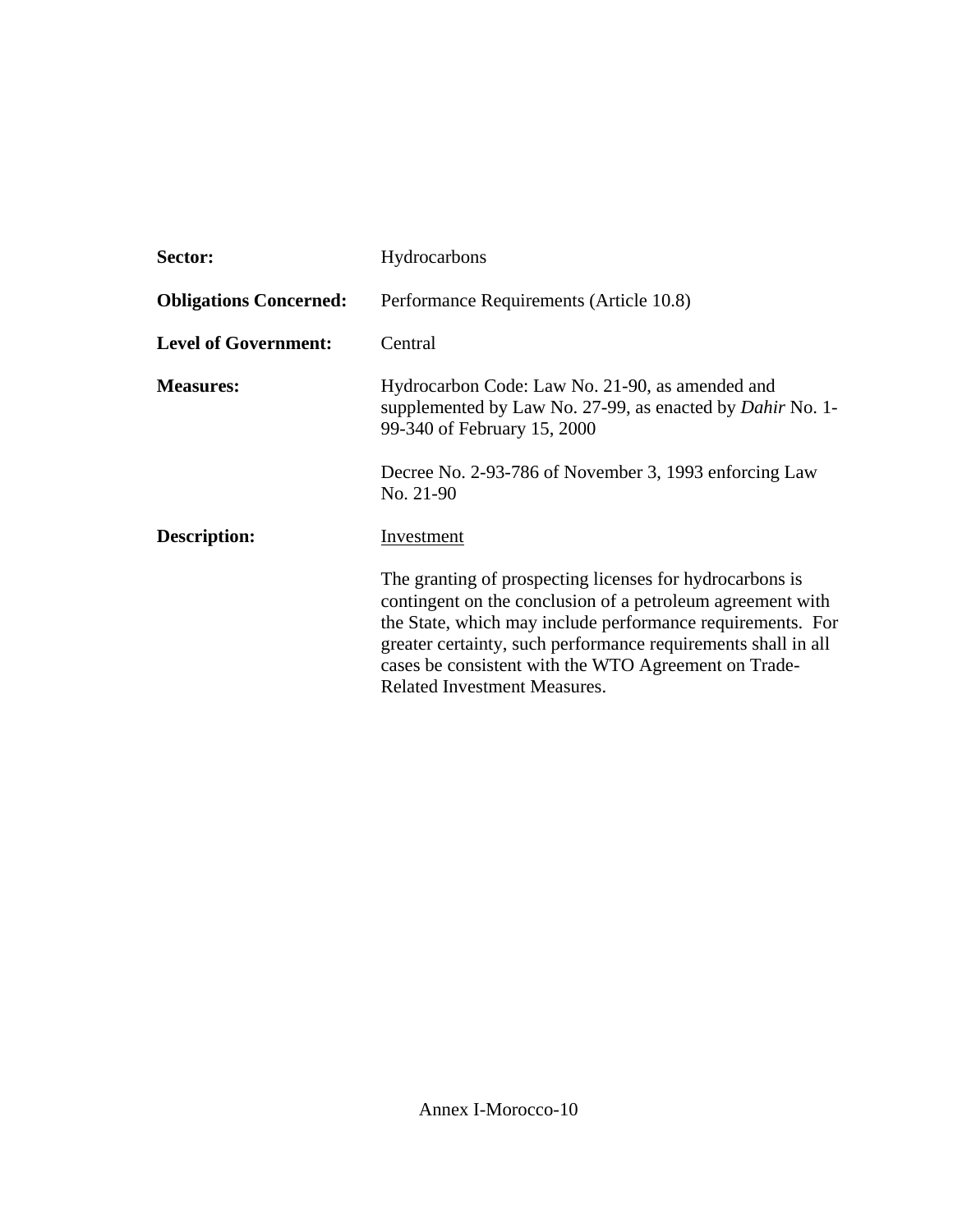**Sector:** Hydrocarbons

**Obligations Concerned:** Performance Requirements (Article 10.8)

**Level of Government:** Central

**Measures:** Hydrocarbon Code: Law No. 21-90, as amended and supplemented by Law No. 27-99, as enacted by *Dahir* No. 1-99-340 of February 15, 2000

Decree No. 2-93-786 of November 3, 1993 enforcing Law No. 21-90

**Description:** Investment

The granting of prospecting licenses for hydrocarbons is contingent on the conclusion of a petroleum agreement with the State, which may include performance requirements. For greater certainty, such performance requirements shall in all cases be consistent with the WTO Agreement on Trade-Related Investment Measures.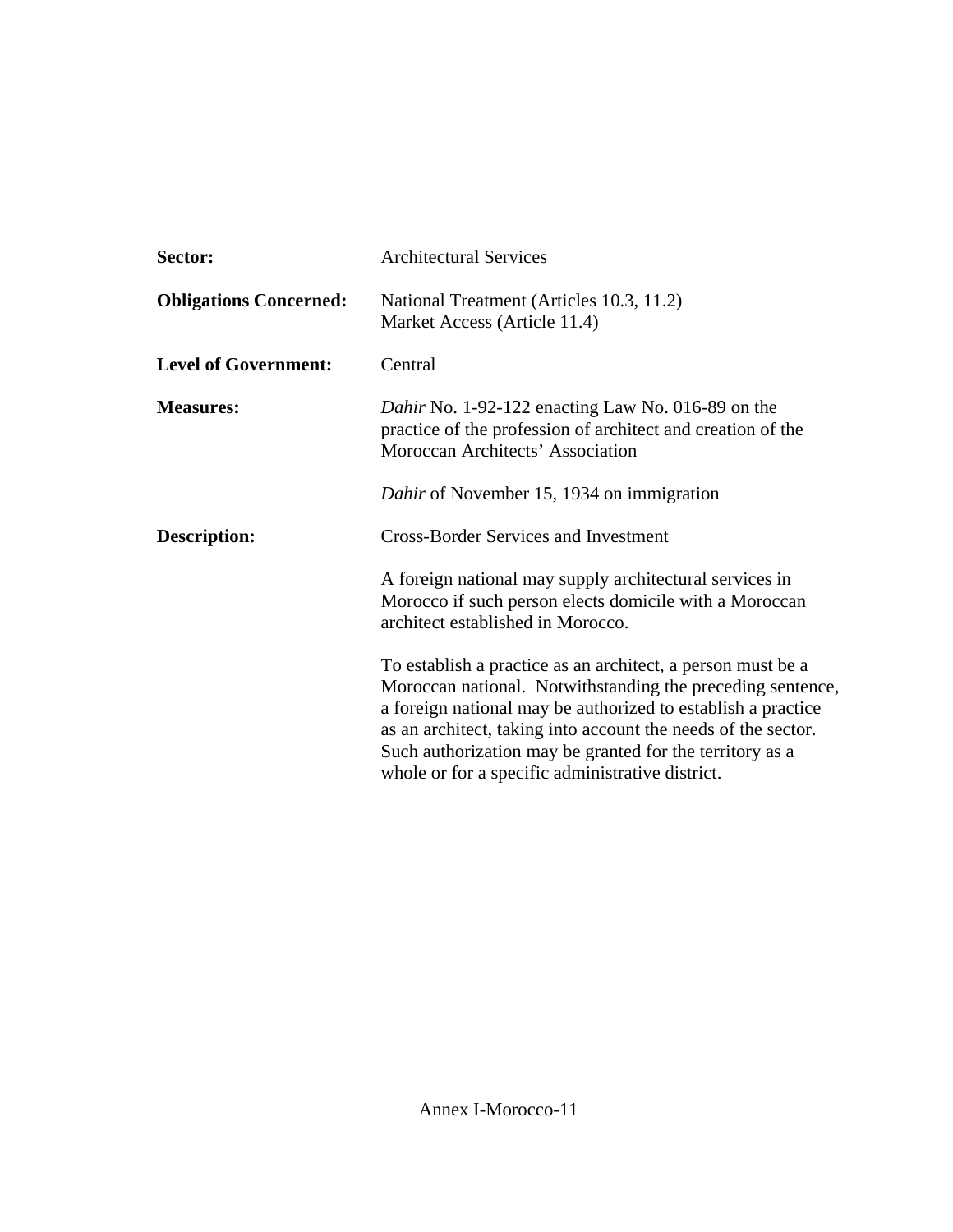**Sector:** Architectural Services

**Obligations Concerned:** National Treatment (Articles 10.3, 11.2)
Market Access (Article 11.4)

**Level of Government:** Central

**Measures:** *Dahir* No. 1-92-122 enacting Law No. 016-89 on the practice of the profession of architect and creation of the Moroccan Architects' Association

*Dahir* of November 15, 1934 on immigration

**Description:** Cross-Border Services and Investment

A foreign national may supply architectural services in Morocco if such person elects domicile with a Moroccan architect established in Morocco.

To establish a practice as an architect, a person must be a Moroccan national. Notwithstanding the preceding sentence, a foreign national may be authorized to establish a practice as an architect, taking into account the needs of the sector. Such authorization may be granted for the territory as a whole or for a specific administrative district.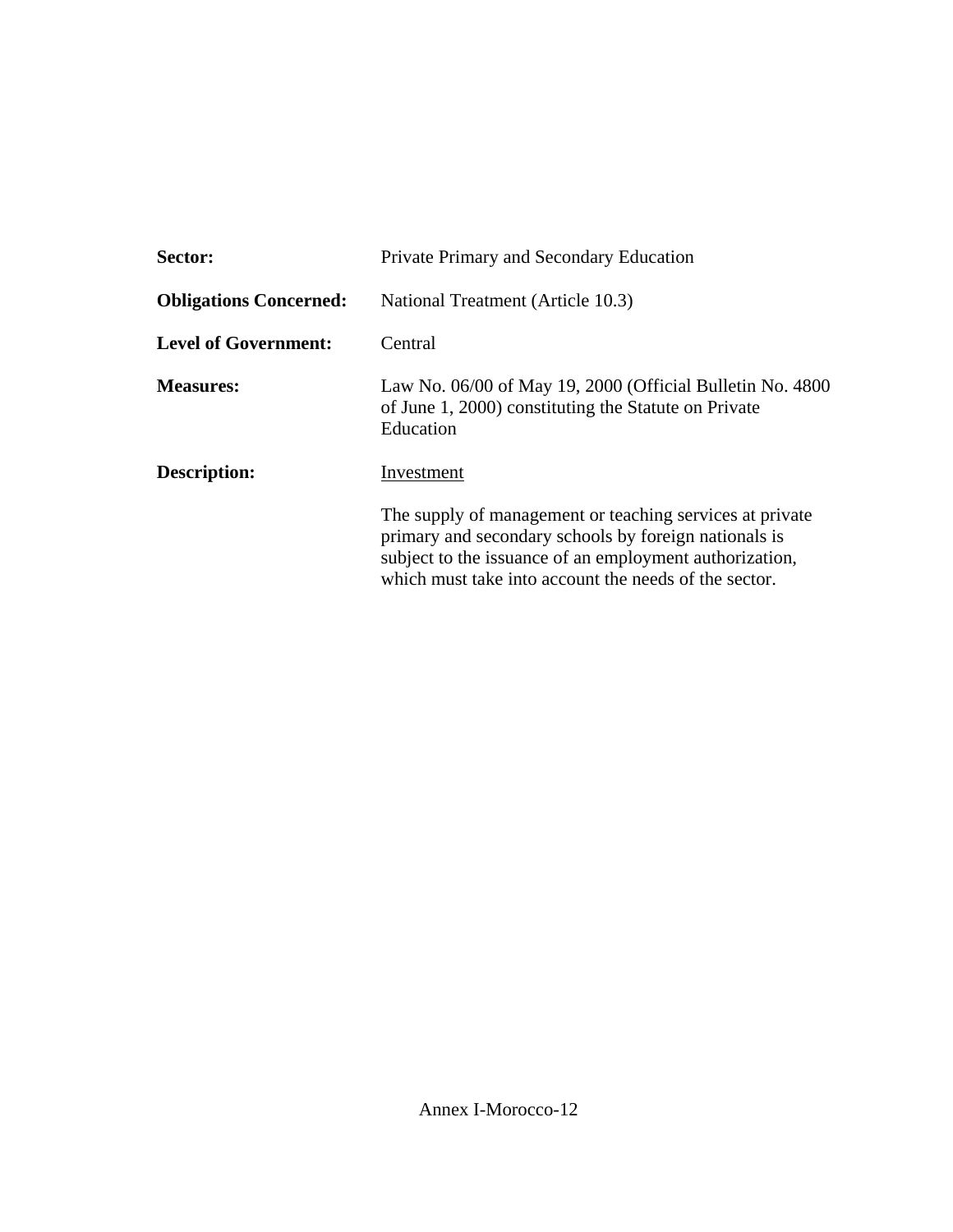**Sector:** Private Primary and Secondary Education

**Obligations Concerned:** National Treatment (Article 10.3)

**Level of Government:** Central

**Measures:** Law No. 06/00 of May 19, 2000 (Official Bulletin No. 4800 of June 1, 2000) constituting the Statute on Private Education

**Description:** Investment

The supply of management or teaching services at private primary and secondary schools by foreign nationals is subject to the issuance of an employment authorization, which must take into account the needs of the sector.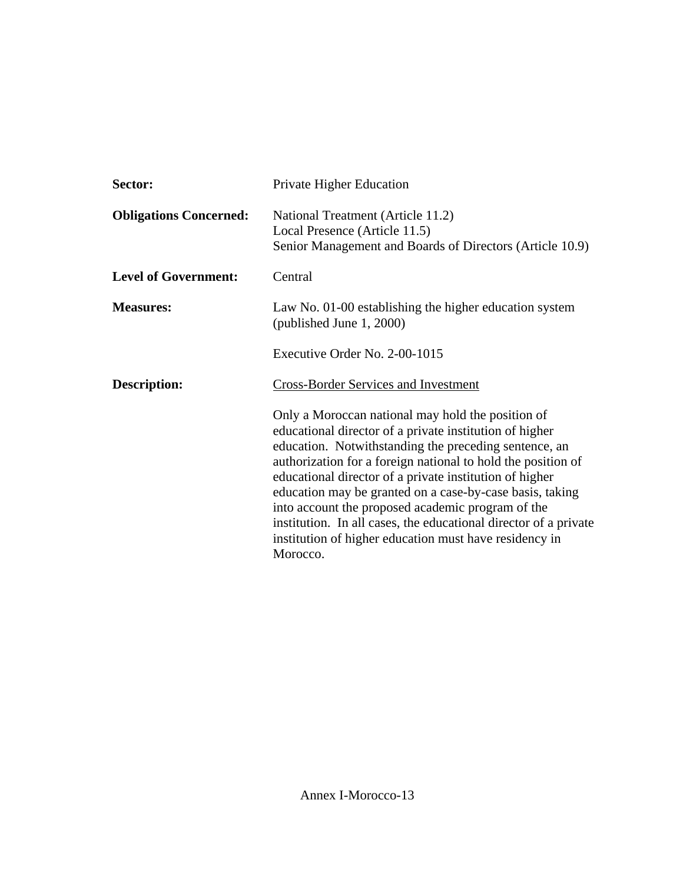| | |
|---|---|
| **Sector:** | Private Higher Education |
| **Obligations Concerned:** | National Treatment (Article 11.2)<br>Local Presence (Article 11.5)<br>Senior Management and Boards of Directors (Article 10.9) |
| **Level of Government:** | Central |
| **Measures:** | Law No. 01-00 establishing the higher education system (published June 1, 2000)<br><br>Executive Order No. 2-00-1015 |
| **Description:** | <u>Cross-Border Services and Investment</u><br><br>Only a Moroccan national may hold the position of educational director of a private institution of higher education. Notwithstanding the preceding sentence, an authorization for a foreign national to hold the position of educational director of a private institution of higher education may be granted on a case-by-case basis, taking into account the proposed academic program of the institution. In all cases, the educational director of a private institution of higher education must have residency in Morocco. |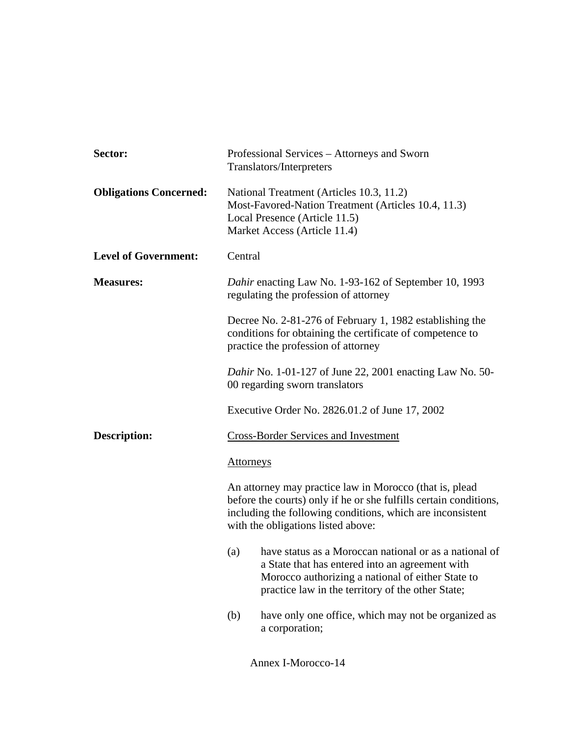**Sector:** Professional Services – Attorneys and Sworn Translators/Interpreters

**Obligations Concerned:** National Treatment (Articles 10.3, 11.2)
Most-Favored-Nation Treatment (Articles 10.4, 11.3)
Local Presence (Article 11.5)
Market Access (Article 11.4)

**Level of Government:** Central

**Measures:** *Dahir* enacting Law No. 1-93-162 of September 10, 1993 regulating the profession of attorney

Decree No. 2-81-276 of February 1, 1982 establishing the conditions for obtaining the certificate of competence to practice the profession of attorney

*Dahir* No. 1-01-127 of June 22, 2001 enacting Law No. 50-00 regarding sworn translators

Executive Order No. 2826.01.2 of June 17, 2002

**Description:** Cross-Border Services and Investment

Attorneys

An attorney may practice law in Morocco (that is, plead before the courts) only if he or she fulfills certain conditions, including the following conditions, which are inconsistent with the obligations listed above:

(a) have status as a Moroccan national or as a national of a State that has entered into an agreement with Morocco authorizing a national of either State to practice law in the territory of the other State;

(b) have only one office, which may not be organized as a corporation;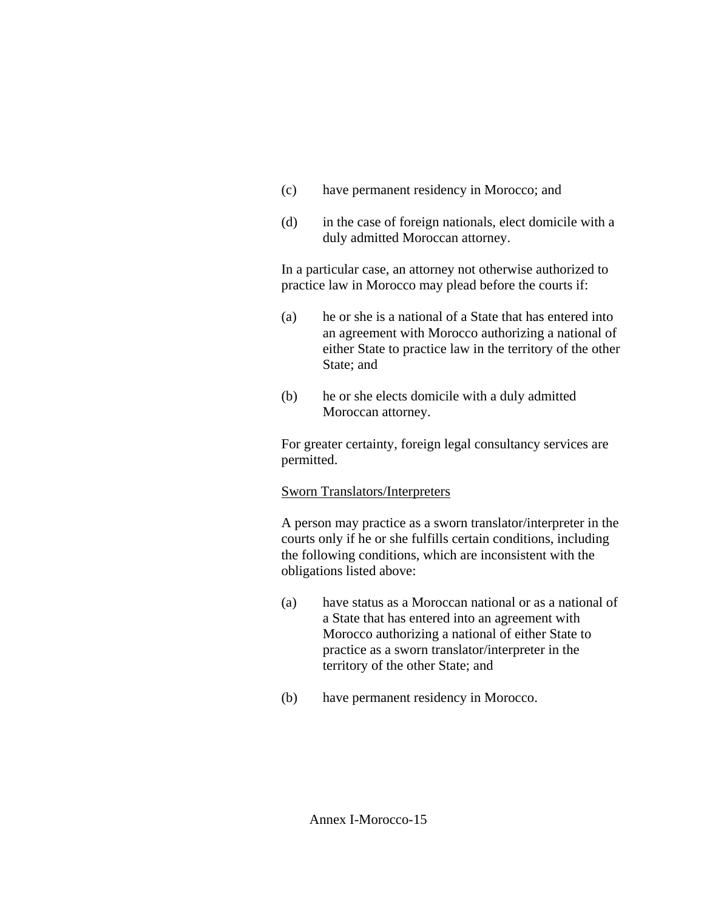(c) have permanent residency in Morocco; and

(d) in the case of foreign nationals, elect domicile with a duly admitted Moroccan attorney.

In a particular case, an attorney not otherwise authorized to practice law in Morocco may plead before the courts if:

(a) he or she is a national of a State that has entered into an agreement with Morocco authorizing a national of either State to practice law in the territory of the other State; and

(b) he or she elects domicile with a duly admitted Moroccan attorney.

For greater certainty, foreign legal consultancy services are permitted.

<u>Sworn Translators/Interpreters</u>

A person may practice as a sworn translator/interpreter in the courts only if he or she fulfills certain conditions, including the following conditions, which are inconsistent with the obligations listed above:

(a) have status as a Moroccan national or as a national of a State that has entered into an agreement with Morocco authorizing a national of either State to practice as a sworn translator/interpreter in the territory of the other State; and

(b) have permanent residency in Morocco.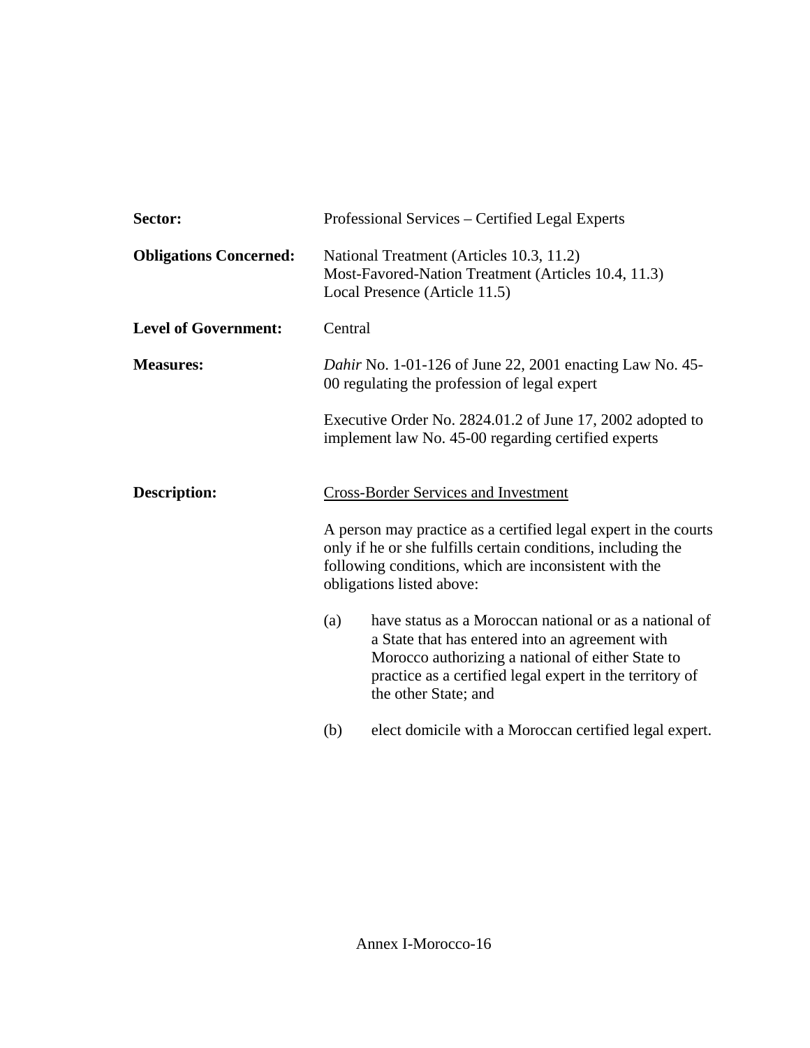**Sector:** Professional Services – Certified Legal Experts

**Obligations Concerned:** National Treatment (Articles 10.3, 11.2)
Most-Favored-Nation Treatment (Articles 10.4, 11.3)
Local Presence (Article 11.5)

**Level of Government:** Central

**Measures:** *Dahir* No. 1-01-126 of June 22, 2001 enacting Law No. 45-00 regulating the profession of legal expert

Executive Order No. 2824.01.2 of June 17, 2002 adopted to implement law No. 45-00 regarding certified experts

**Description:** Cross-Border Services and Investment

A person may practice as a certified legal expert in the courts only if he or she fulfills certain conditions, including the following conditions, which are inconsistent with the obligations listed above:

(a) have status as a Moroccan national or as a national of a State that has entered into an agreement with Morocco authorizing a national of either State to practice as a certified legal expert in the territory of the other State; and

(b) elect domicile with a Moroccan certified legal expert.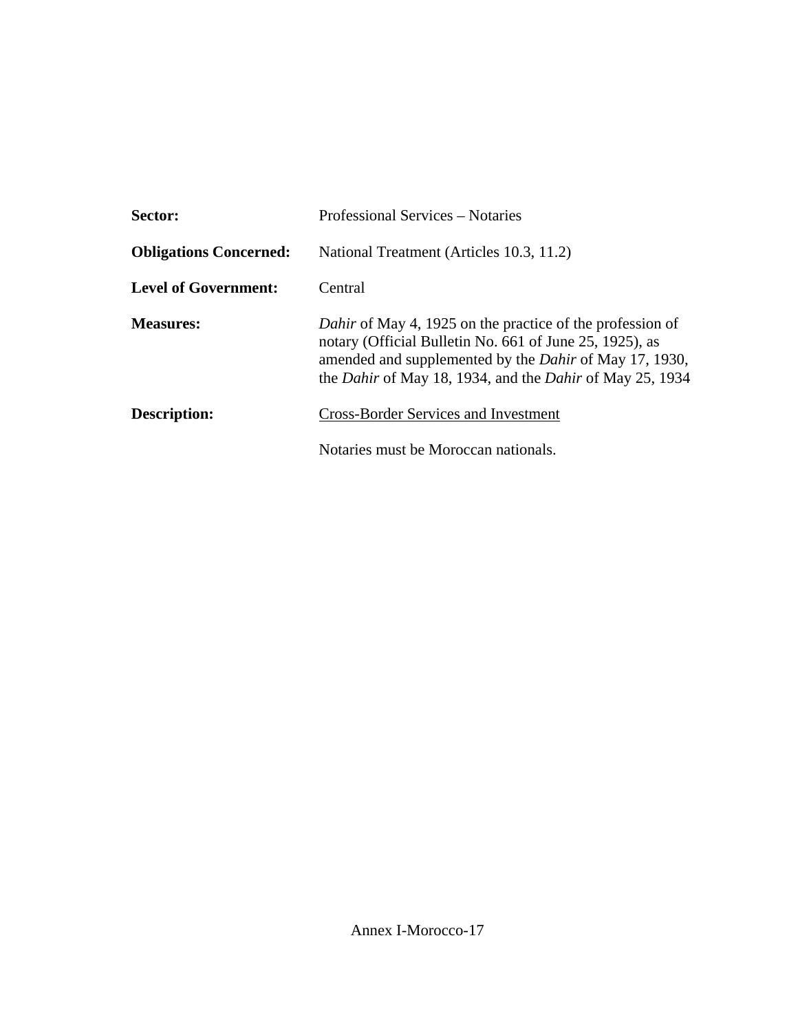**Sector:** Professional Services – Notaries

**Obligations Concerned:** National Treatment (Articles 10.3, 11.2)

**Level of Government:** Central

**Measures:** *Dahir* of May 4, 1925 on the practice of the profession of notary (Official Bulletin No. 661 of June 25, 1925), as amended and supplemented by the *Dahir* of May 17, 1930, the *Dahir* of May 18, 1934, and the *Dahir* of May 25, 1934

**Description:** <u>Cross-Border Services and Investment</u>

Notaries must be Moroccan nationals.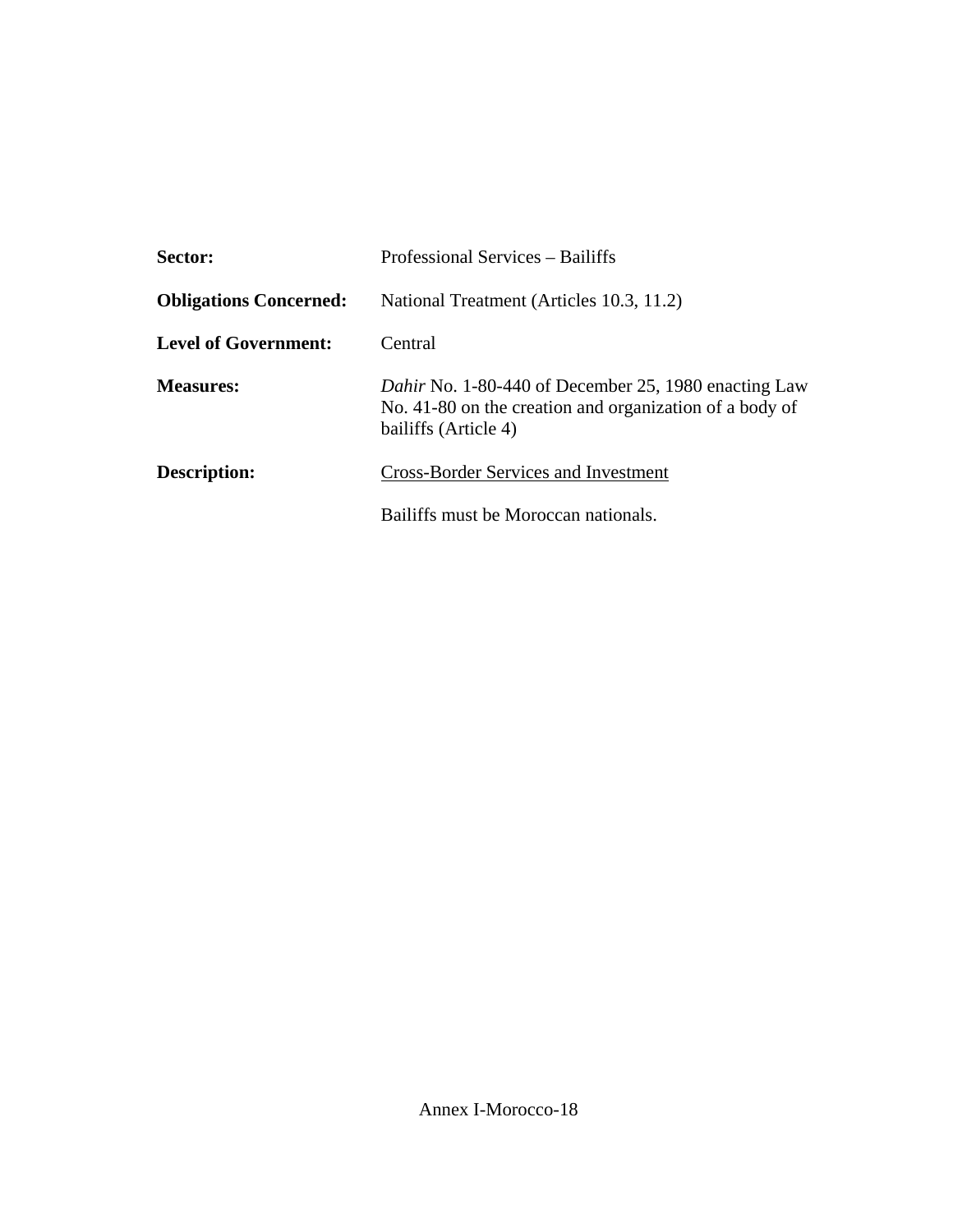**Sector:** Professional Services – Bailiffs

**Obligations Concerned:** National Treatment (Articles 10.3, 11.2)

**Level of Government:** Central

**Measures:** *Dahir* No. 1-80-440 of December 25, 1980 enacting Law No. 41-80 on the creation and organization of a body of bailiffs (Article 4)

**Description:** <u>Cross-Border Services and Investment</u>

Bailiffs must be Moroccan nationals.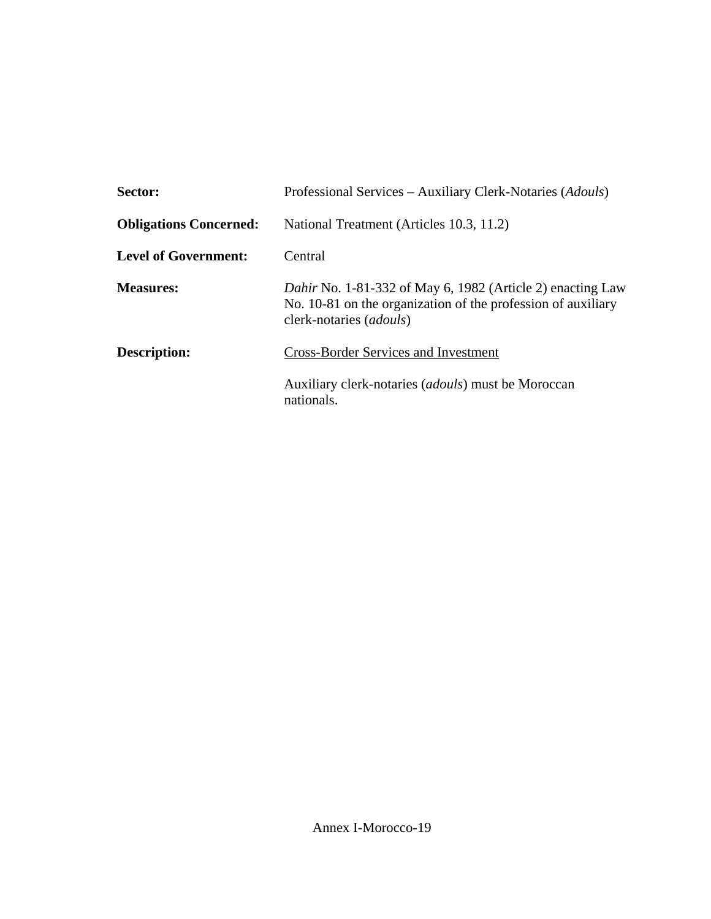**Sector:** Professional Services – Auxiliary Clerk-Notaries (*Adouls*)

**Obligations Concerned:** National Treatment (Articles 10.3, 11.2)

**Level of Government:** Central

**Measures:** *Dahir* No. 1-81-332 of May 6, 1982 (Article 2) enacting Law No. 10-81 on the organization of the profession of auxiliary clerk-notaries (*adouls*)

**Description:** <u>Cross-Border Services and Investment</u>

Auxiliary clerk-notaries (*adouls*) must be Moroccan nationals.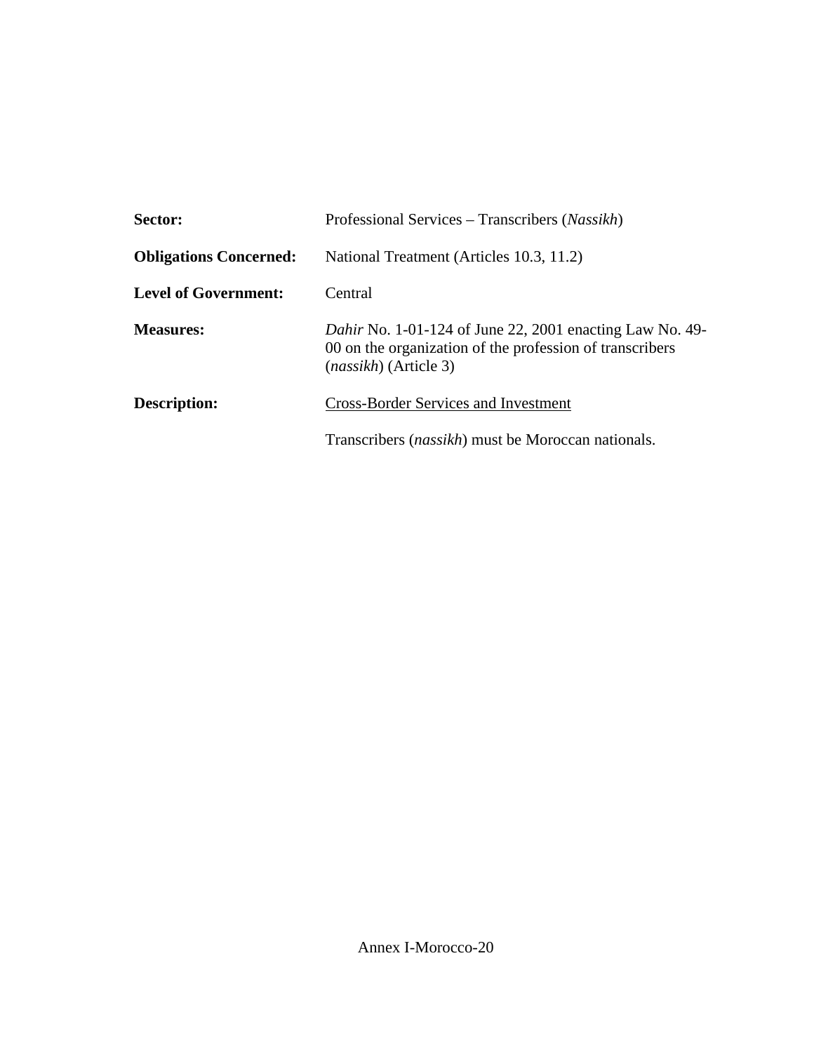**Sector:** Professional Services – Transcribers (*Nassikh*)

**Obligations Concerned:** National Treatment (Articles 10.3, 11.2)

**Level of Government:** Central

**Measures:** *Dahir* No. 1-01-124 of June 22, 2001 enacting Law No. 49-00 on the organization of the profession of transcribers (*nassikh*) (Article 3)

**Description:** <u>Cross-Border Services and Investment</u>

Transcribers (*nassikh*) must be Moroccan nationals.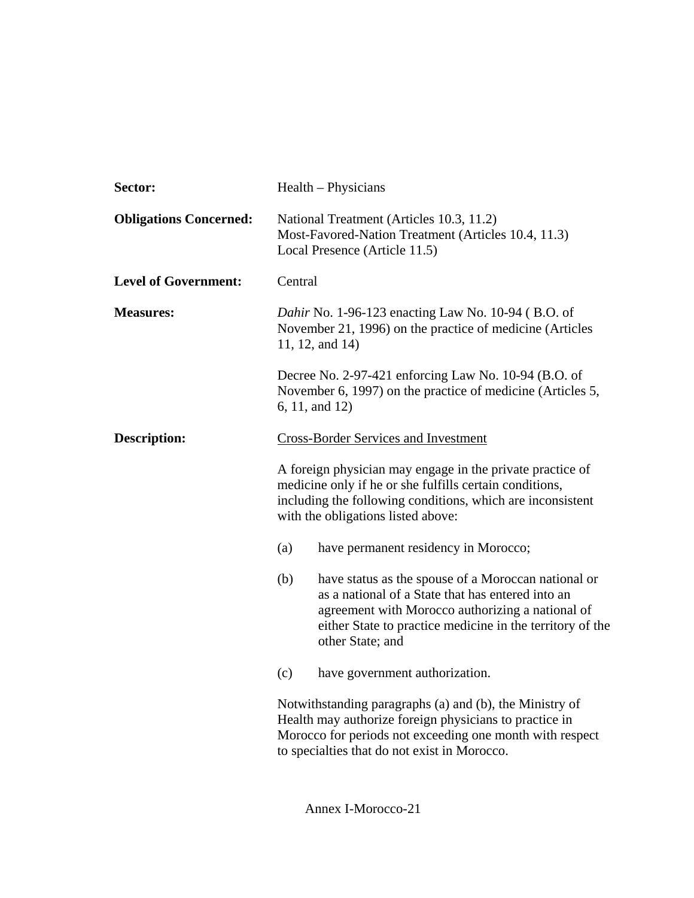**Sector:** Health – Physicians

**Obligations Concerned:** National Treatment (Articles 10.3, 11.2)
Most-Favored-Nation Treatment (Articles 10.4, 11.3)
Local Presence (Article 11.5)

**Level of Government:** Central

**Measures:** *Dahir* No. 1-96-123 enacting Law No. 10-94 ( B.O. of November 21, 1996) on the practice of medicine (Articles 11, 12, and 14)

Decree No. 2-97-421 enforcing Law No. 10-94 (B.O. of November 6, 1997) on the practice of medicine (Articles 5, 6, 11, and 12)

**Description:** Cross-Border Services and Investment

A foreign physician may engage in the private practice of medicine only if he or she fulfills certain conditions, including the following conditions, which are inconsistent with the obligations listed above:

(a) have permanent residency in Morocco;

(b) have status as the spouse of a Moroccan national or as a national of a State that has entered into an agreement with Morocco authorizing a national of either State to practice medicine in the territory of the other State; and

(c) have government authorization.

Notwithstanding paragraphs (a) and (b), the Ministry of Health may authorize foreign physicians to practice in Morocco for periods not exceeding one month with respect to specialties that do not exist in Morocco.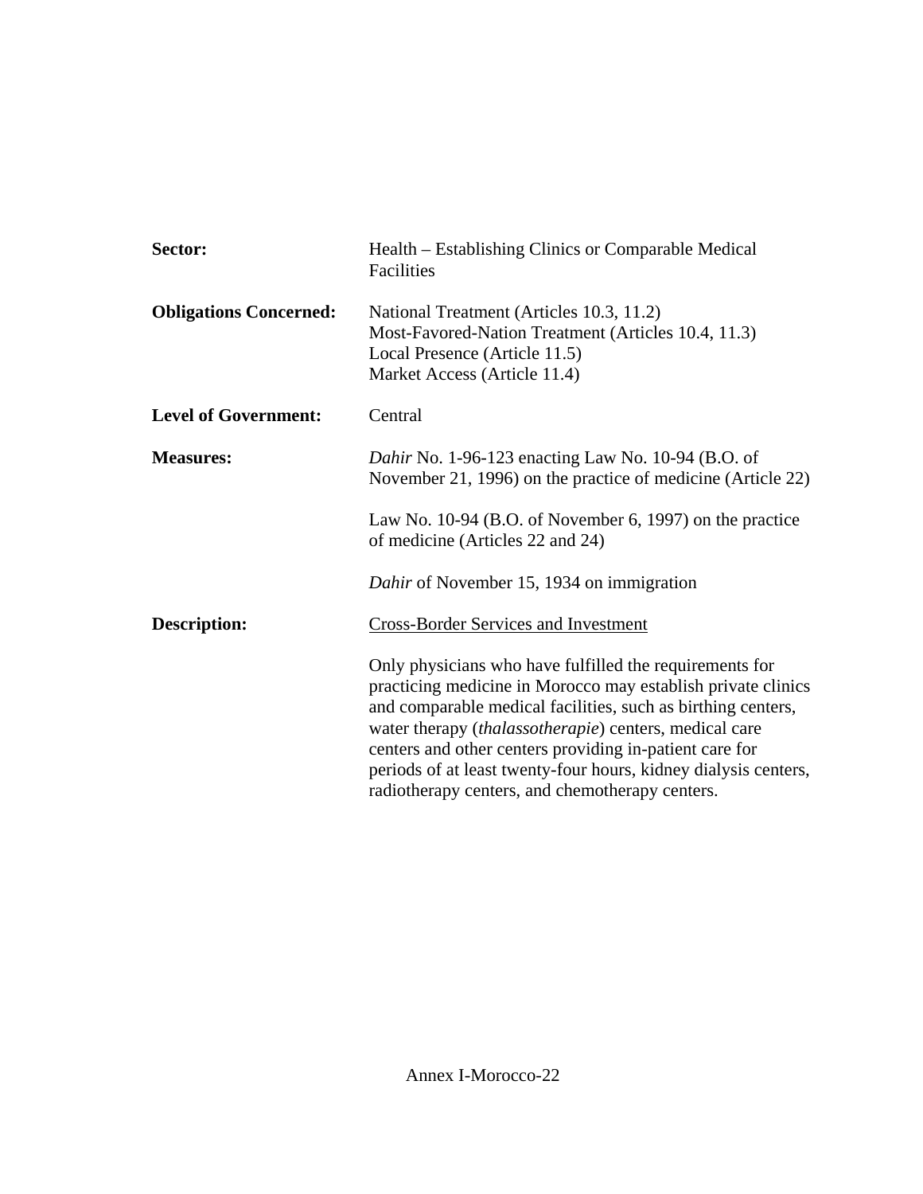**Sector:** Health – Establishing Clinics or Comparable Medical Facilities

**Obligations Concerned:** National Treatment (Articles 10.3, 11.2)
Most-Favored-Nation Treatment (Articles 10.4, 11.3)
Local Presence (Article 11.5)
Market Access (Article 11.4)

**Level of Government:** Central

**Measures:** *Dahir* No. 1-96-123 enacting Law No. 10-94 (B.O. of November 21, 1996) on the practice of medicine (Article 22)

Law No. 10-94 (B.O. of November 6, 1997) on the practice of medicine (Articles 22 and 24)

*Dahir* of November 15, 1934 on immigration

**Description:** <u>Cross-Border Services and Investment</u>

Only physicians who have fulfilled the requirements for practicing medicine in Morocco may establish private clinics and comparable medical facilities, such as birthing centers, water therapy (*thalassotherapie*) centers, medical care centers and other centers providing in-patient care for periods of at least twenty-four hours, kidney dialysis centers, radiotherapy centers, and chemotherapy centers.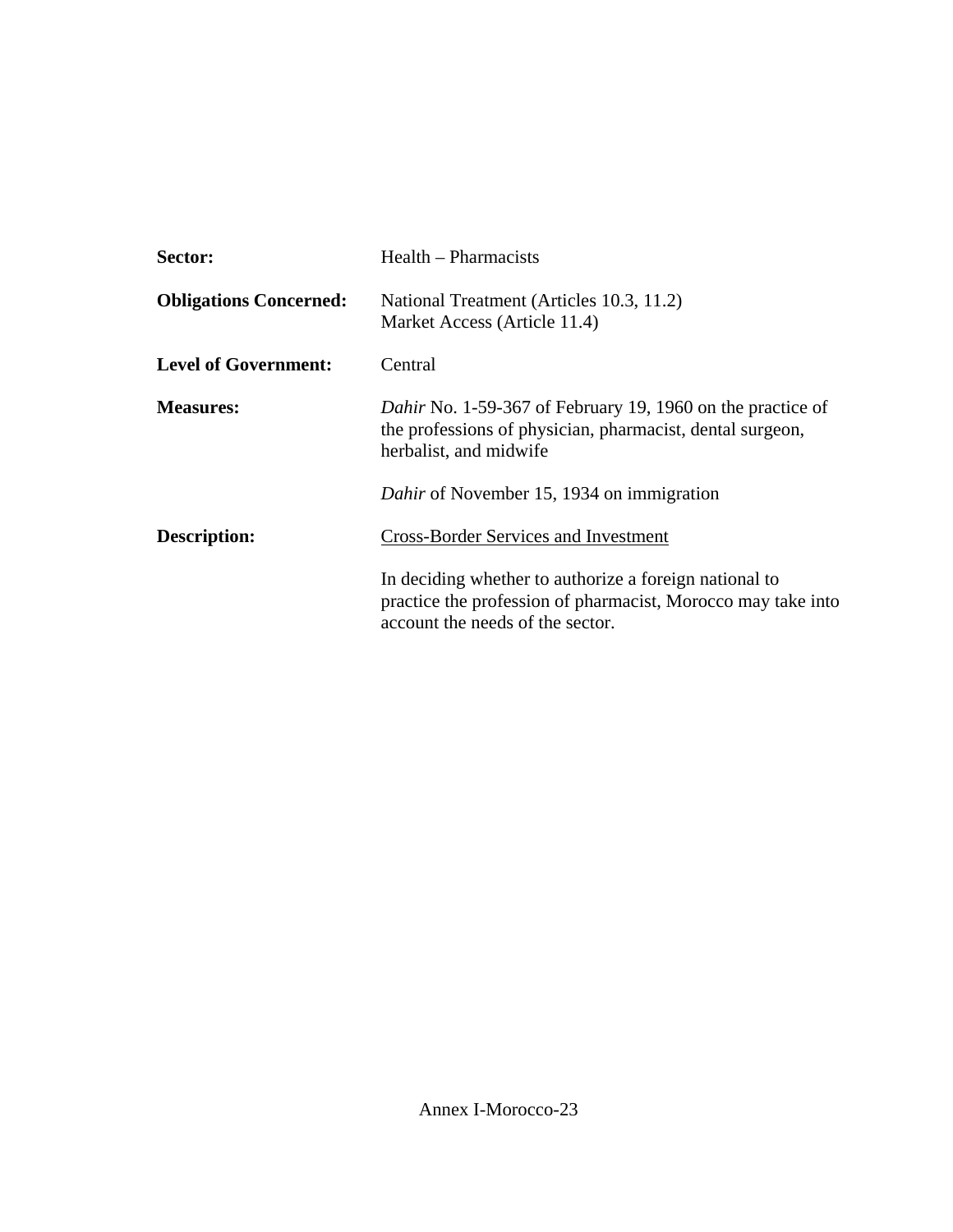**Sector:** Health – Pharmacists

**Obligations Concerned:** National Treatment (Articles 10.3, 11.2)
Market Access (Article 11.4)

**Level of Government:** Central

**Measures:** *Dahir* No. 1-59-367 of February 19, 1960 on the practice of the professions of physician, pharmacist, dental surgeon, herbalist, and midwife

*Dahir* of November 15, 1934 on immigration

**Description:** <u>Cross-Border Services and Investment</u>

In deciding whether to authorize a foreign national to practice the profession of pharmacist, Morocco may take into account the needs of the sector.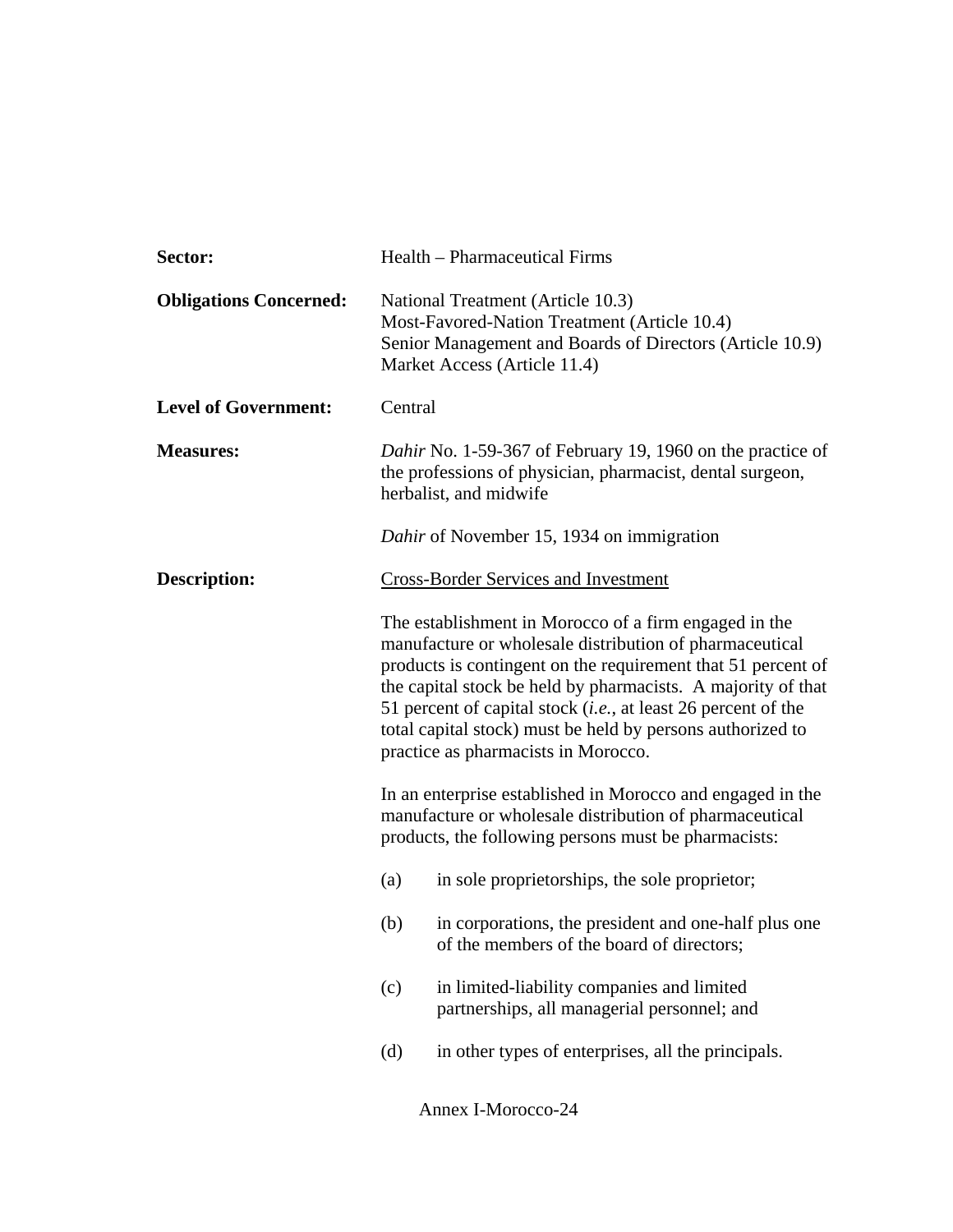**Sector:** Health – Pharmaceutical Firms

**Obligations Concerned:** National Treatment (Article 10.3)
Most-Favored-Nation Treatment (Article 10.4)
Senior Management and Boards of Directors (Article 10.9)
Market Access (Article 11.4)

**Level of Government:** Central

**Measures:** *Dahir* No. 1-59-367 of February 19, 1960 on the practice of the professions of physician, pharmacist, dental surgeon, herbalist, and midwife

*Dahir* of November 15, 1934 on immigration

**Description:** <u>Cross-Border Services and Investment</u>

The establishment in Morocco of a firm engaged in the manufacture or wholesale distribution of pharmaceutical products is contingent on the requirement that 51 percent of the capital stock be held by pharmacists. A majority of that 51 percent of capital stock (*i.e.*, at least 26 percent of the total capital stock) must be held by persons authorized to practice as pharmacists in Morocco.

In an enterprise established in Morocco and engaged in the manufacture or wholesale distribution of pharmaceutical products, the following persons must be pharmacists:

(a) in sole proprietorships, the sole proprietor;

(b) in corporations, the president and one-half plus one of the members of the board of directors;

(c) in limited-liability companies and limited partnerships, all managerial personnel; and

(d) in other types of enterprises, all the principals.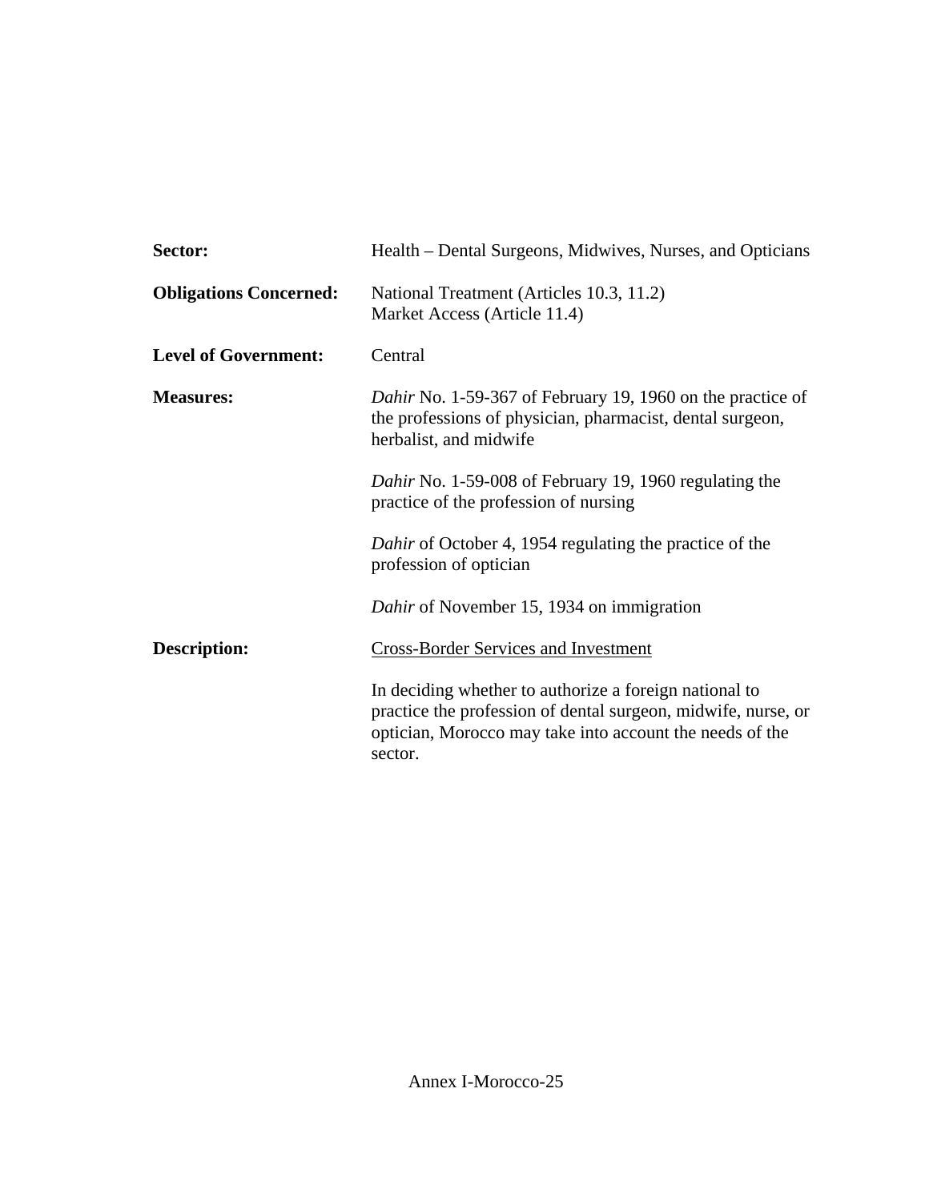**Sector:** Health – Dental Surgeons, Midwives, Nurses, and Opticians

**Obligations Concerned:** National Treatment (Articles 10.3, 11.2)
Market Access (Article 11.4)

**Level of Government:** Central

**Measures:** *Dahir* No. 1-59-367 of February 19, 1960 on the practice of the professions of physician, pharmacist, dental surgeon, herbalist, and midwife

*Dahir* No. 1-59-008 of February 19, 1960 regulating the practice of the profession of nursing

*Dahir* of October 4, 1954 regulating the practice of the profession of optician

*Dahir* of November 15, 1934 on immigration

**Description:** <u>Cross-Border Services and Investment</u>

In deciding whether to authorize a foreign national to practice the profession of dental surgeon, midwife, nurse, or optician, Morocco may take into account the needs of the sector.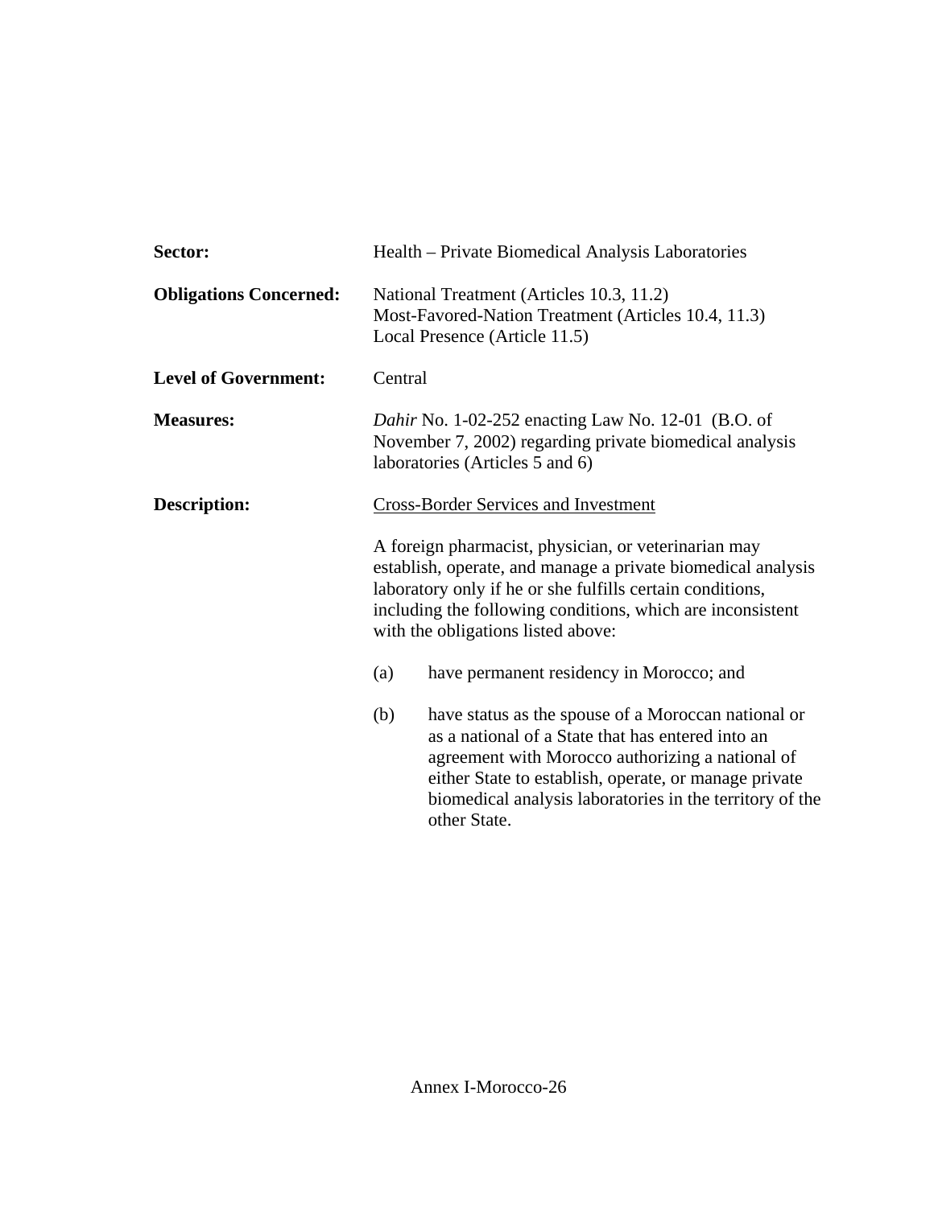**Sector:** Health – Private Biomedical Analysis Laboratories

**Obligations Concerned:** National Treatment (Articles 10.3, 11.2)
Most-Favored-Nation Treatment (Articles 10.4, 11.3)
Local Presence (Article 11.5)

**Level of Government:** Central

**Measures:** *Dahir* No. 1-02-252 enacting Law No. 12-01 (B.O. of November 7, 2002) regarding private biomedical analysis laboratories (Articles 5 and 6)

**Description:** <u>Cross-Border Services and Investment</u>

A foreign pharmacist, physician, or veterinarian may establish, operate, and manage a private biomedical analysis laboratory only if he or she fulfills certain conditions, including the following conditions, which are inconsistent with the obligations listed above:

(a) have permanent residency in Morocco; and

(b) have status as the spouse of a Moroccan national or as a national of a State that has entered into an agreement with Morocco authorizing a national of either State to establish, operate, or manage private biomedical analysis laboratories in the territory of the other State.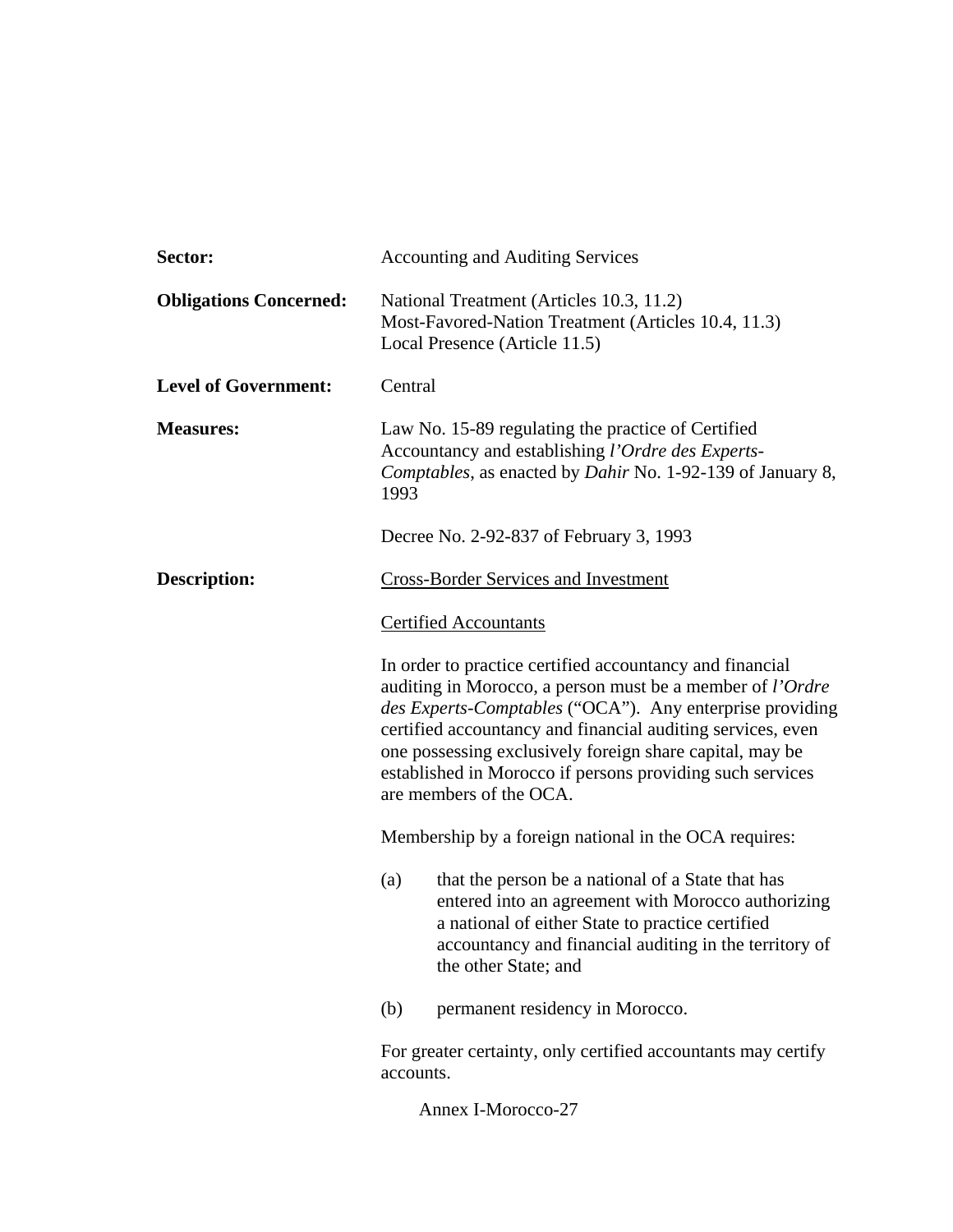**Sector:** Accounting and Auditing Services

**Obligations Concerned:** National Treatment (Articles 10.3, 11.2)
Most-Favored-Nation Treatment (Articles 10.4, 11.3)
Local Presence (Article 11.5)

**Level of Government:** Central

**Measures:** Law No. 15-89 regulating the practice of Certified Accountancy and establishing *l'Ordre des Experts-Comptables*, as enacted by *Dahir* No. 1-92-139 of January 8, 1993

Decree No. 2-92-837 of February 3, 1993

**Description:** Cross-Border Services and Investment

Certified Accountants

In order to practice certified accountancy and financial auditing in Morocco, a person must be a member of *l'Ordre des Experts-Comptables* ("OCA"). Any enterprise providing certified accountancy and financial auditing services, even one possessing exclusively foreign share capital, may be established in Morocco if persons providing such services are members of the OCA.

Membership by a foreign national in the OCA requires:

(a) that the person be a national of a State that has entered into an agreement with Morocco authorizing a national of either State to practice certified accountancy and financial auditing in the territory of the other State; and

(b) permanent residency in Morocco.

For greater certainty, only certified accountants may certify accounts.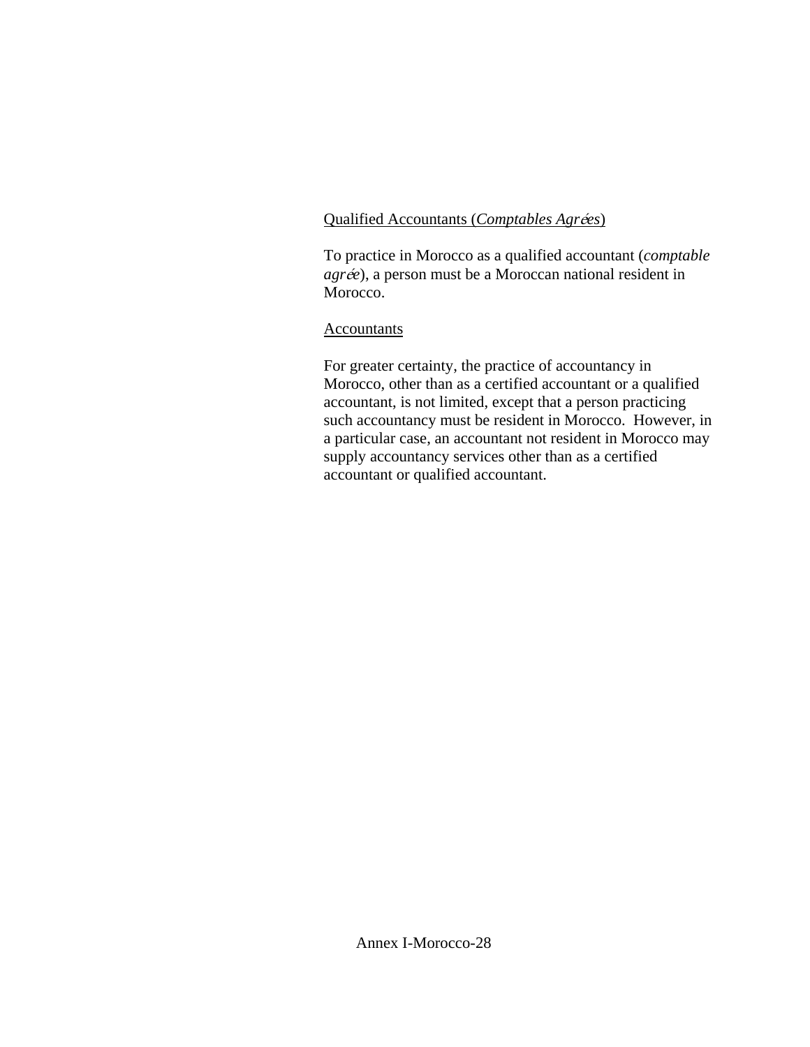Qualified Accountants (*Comptables Agréés*)

To practice in Morocco as a qualified accountant (*comptable agréé*), a person must be a Moroccan national resident in Morocco.

Accountants

For greater certainty, the practice of accountancy in Morocco, other than as a certified accountant or a qualified accountant, is not limited, except that a person practicing such accountancy must be resident in Morocco. However, in a particular case, an accountant not resident in Morocco may supply accountancy services other than as a certified accountant or qualified accountant.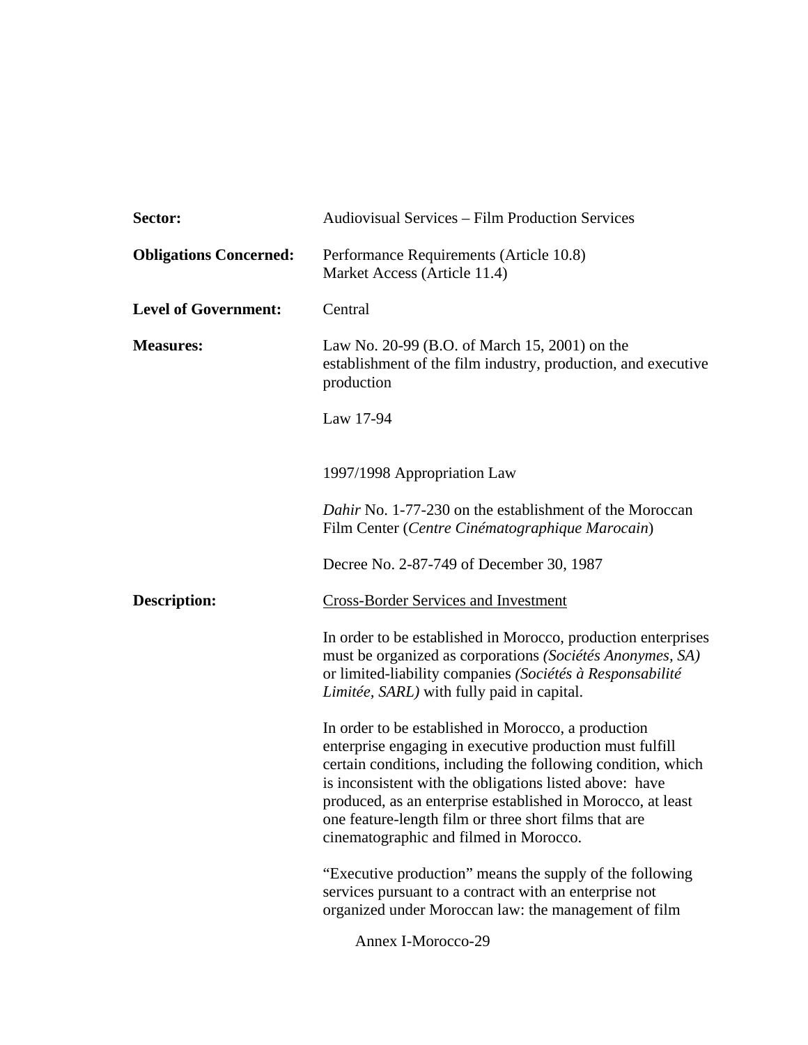**Sector:** Audiovisual Services – Film Production Services

**Obligations Concerned:** Performance Requirements (Article 10.8)
Market Access (Article 11.4)

**Level of Government:** Central

**Measures:** Law No. 20-99 (B.O. of March 15, 2001) on the establishment of the film industry, production, and executive production

Law 17-94

1997/1998 Appropriation Law

*Dahir* No. 1-77-230 on the establishment of the Moroccan Film Center (*Centre Cinématographique Marocain*)

Decree No. 2-87-749 of December 30, 1987

**Description:** Cross-Border Services and Investment

In order to be established in Morocco, production enterprises must be organized as corporations *(Sociétés Anonymes, SA)* or limited-liability companies *(Sociétés à Responsabilité Limitée, SARL)* with fully paid in capital.

In order to be established in Morocco, a production enterprise engaging in executive production must fulfill certain conditions, including the following condition, which is inconsistent with the obligations listed above: have produced, as an enterprise established in Morocco, at least one feature-length film or three short films that are cinematographic and filmed in Morocco.

"Executive production" means the supply of the following services pursuant to a contract with an enterprise not organized under Moroccan law: the management of film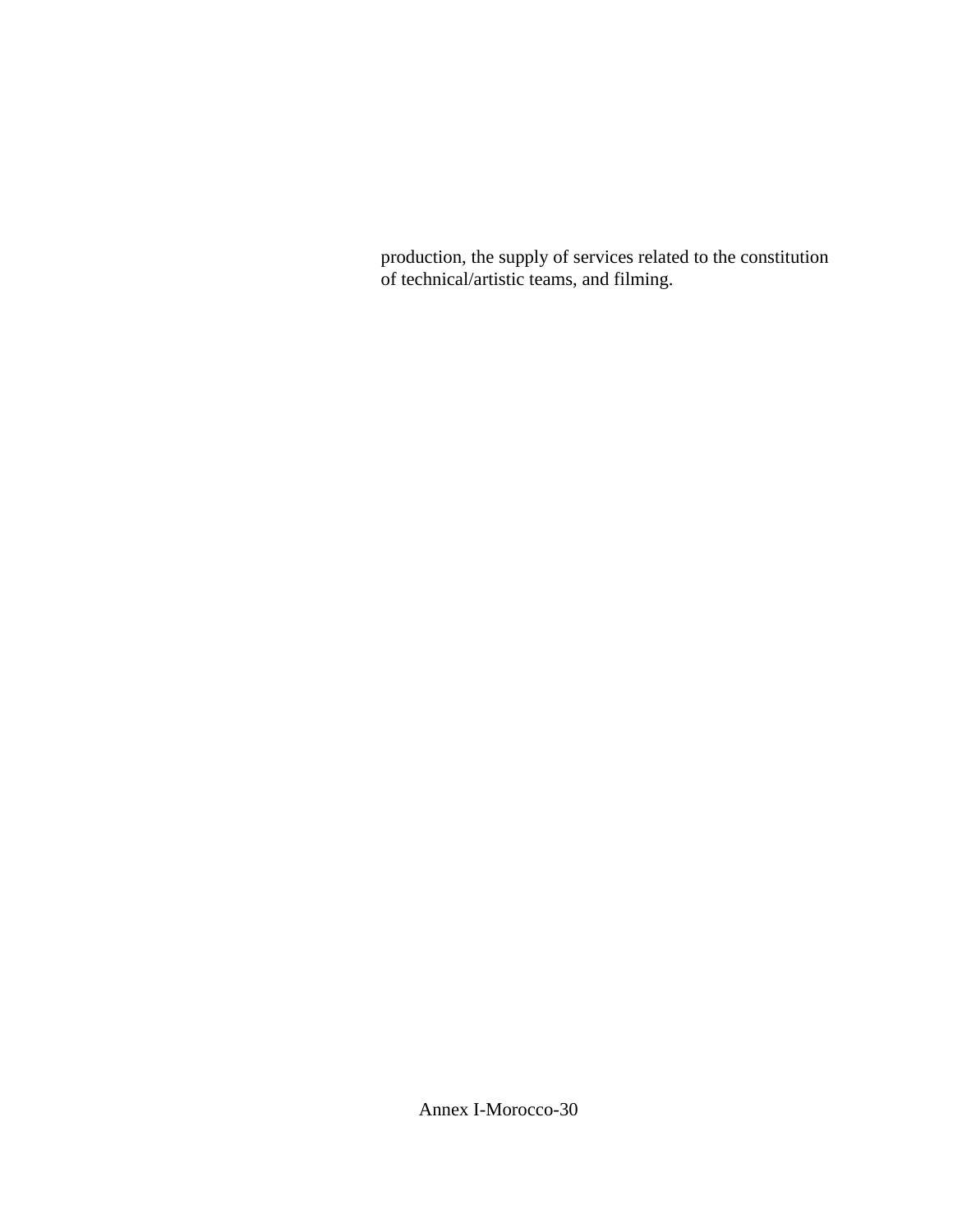production, the supply of services related to the constitution of technical/artistic teams, and filming.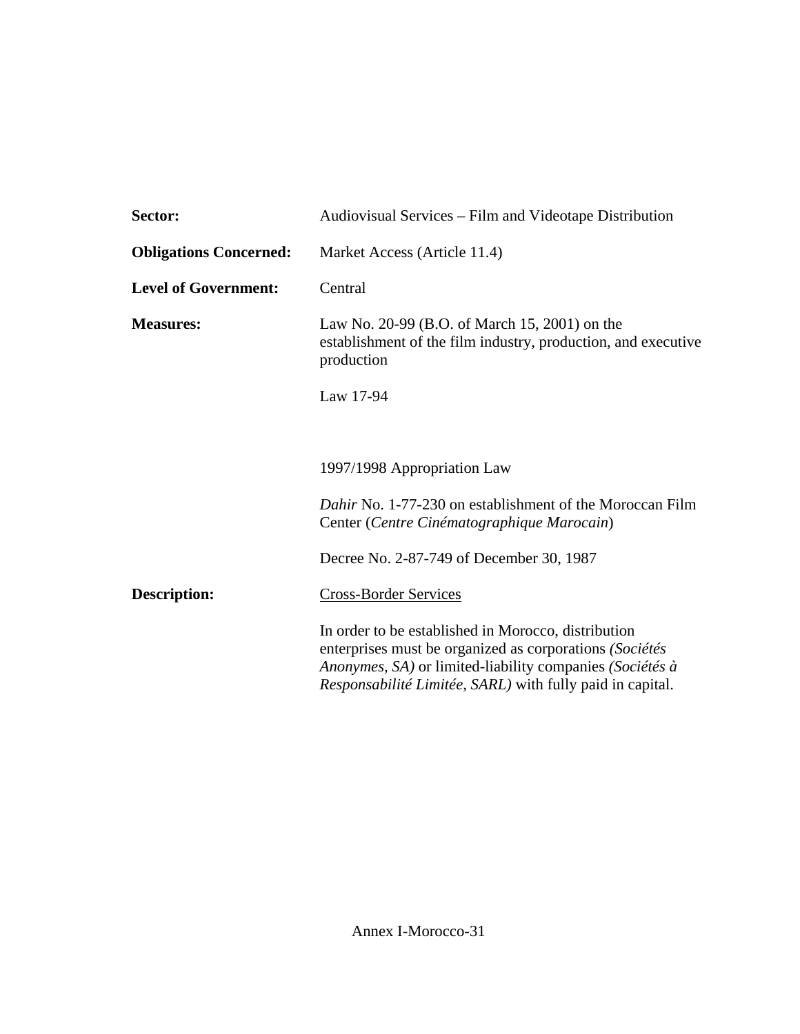**Sector:** Audiovisual Services – Film and Videotape Distribution

**Obligations Concerned:** Market Access (Article 11.4)

**Level of Government:** Central

**Measures:** Law No. 20-99 (B.O. of March 15, 2001) on the establishment of the film industry, production, and executive production

Law 17-94

1997/1998 Appropriation Law

*Dahir* No. 1-77-230 on establishment of the Moroccan Film Center (*Centre Cinématographique Marocain*)

Decree No. 2-87-749 of December 30, 1987

**Description:** Cross-Border Services

In order to be established in Morocco, distribution enterprises must be organized as corporations *(Sociétés Anonymes, SA)* or limited-liability companies *(Sociétés à Responsabilité Limitée, SARL)* with fully paid in capital.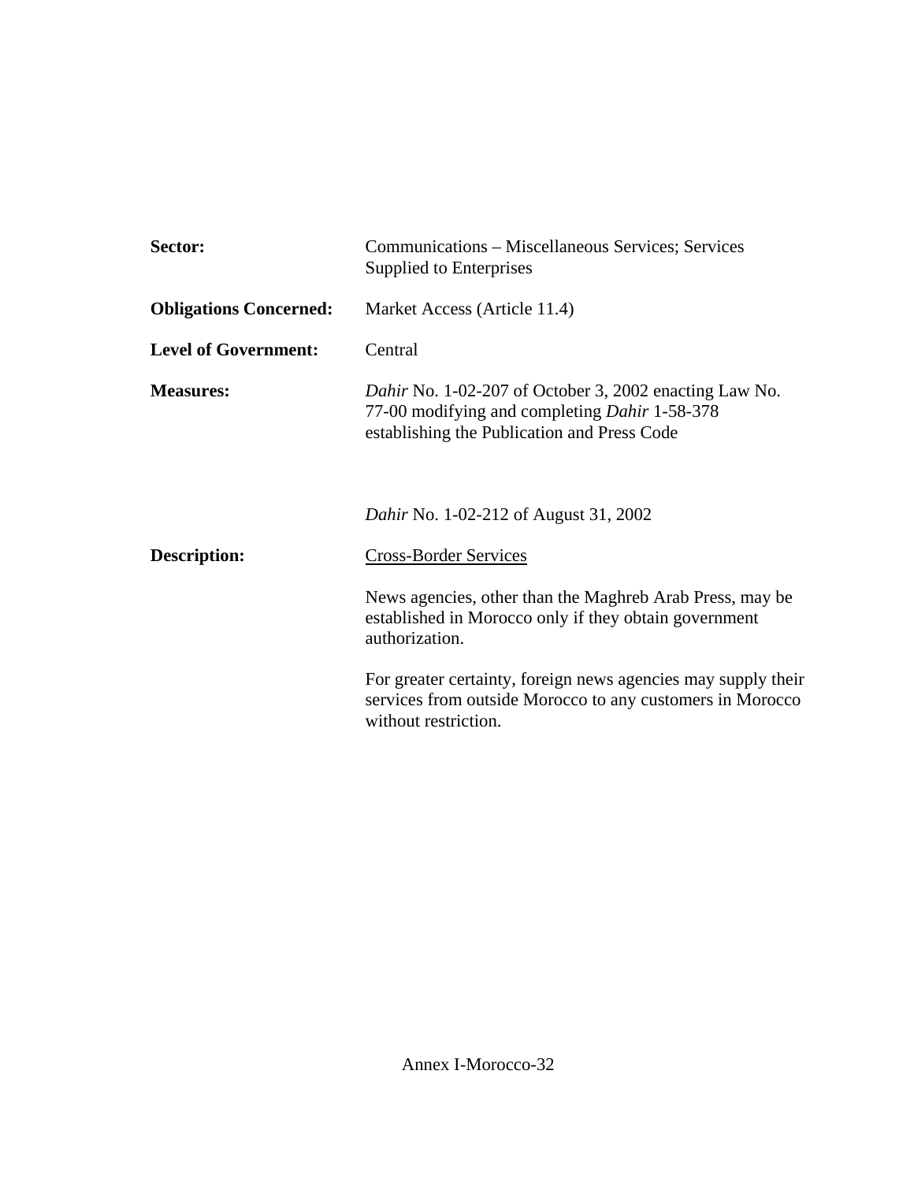**Sector:** Communications – Miscellaneous Services; Services Supplied to Enterprises

**Obligations Concerned:** Market Access (Article 11.4)

**Level of Government:** Central

**Measures:** *Dahir* No. 1-02-207 of October 3, 2002 enacting Law No. 77-00 modifying and completing *Dahir* 1-58-378 establishing the Publication and Press Code

*Dahir* No. 1-02-212 of August 31, 2002

**Description:** Cross-Border Services

News agencies, other than the Maghreb Arab Press, may be established in Morocco only if they obtain government authorization.

For greater certainty, foreign news agencies may supply their services from outside Morocco to any customers in Morocco without restriction.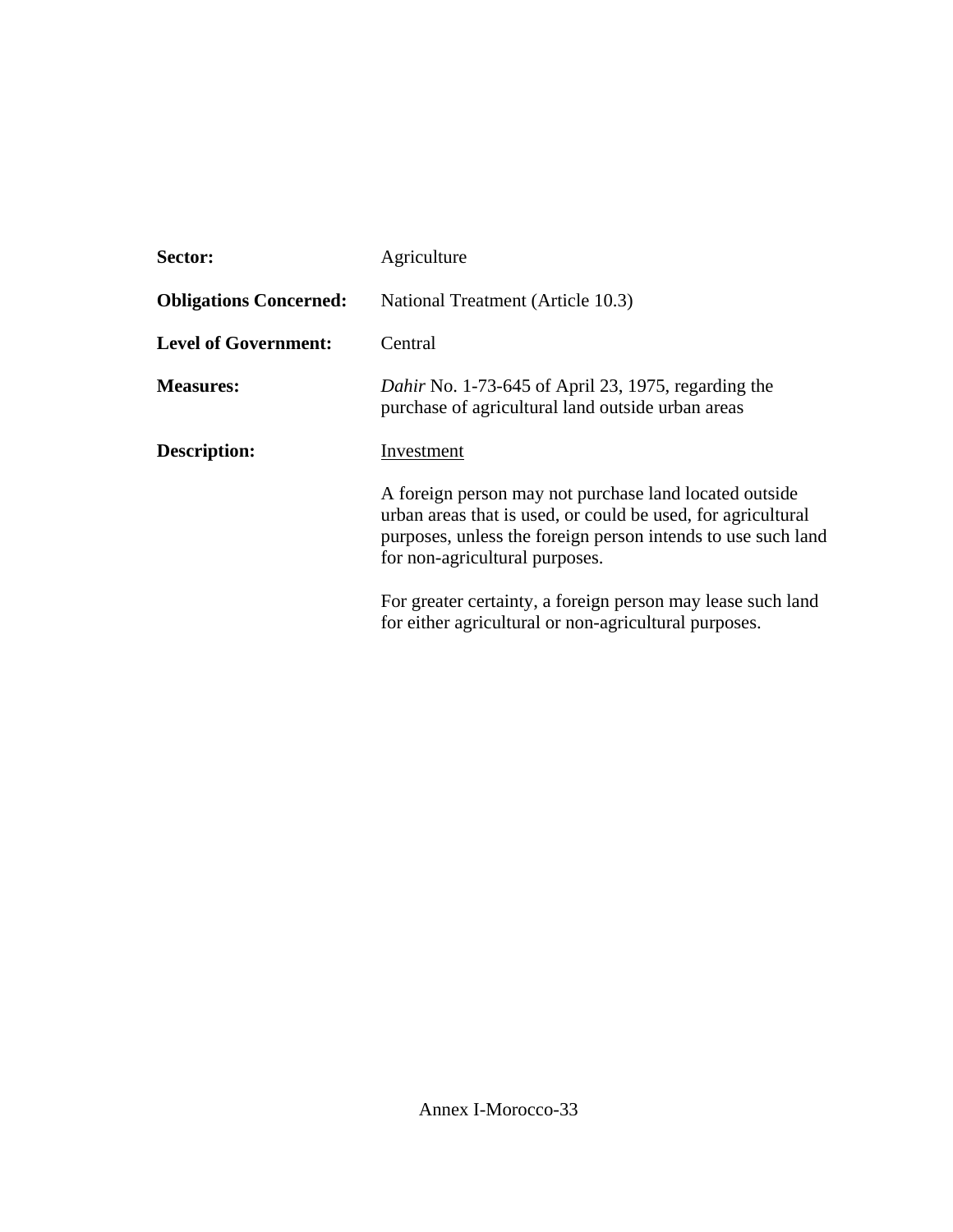**Sector:** Agriculture

**Obligations Concerned:** National Treatment (Article 10.3)

**Level of Government:** Central

**Measures:** *Dahir* No. 1-73-645 of April 23, 1975, regarding the purchase of agricultural land outside urban areas

**Description:** Investment

A foreign person may not purchase land located outside urban areas that is used, or could be used, for agricultural purposes, unless the foreign person intends to use such land for non-agricultural purposes.

For greater certainty, a foreign person may lease such land for either agricultural or non-agricultural purposes.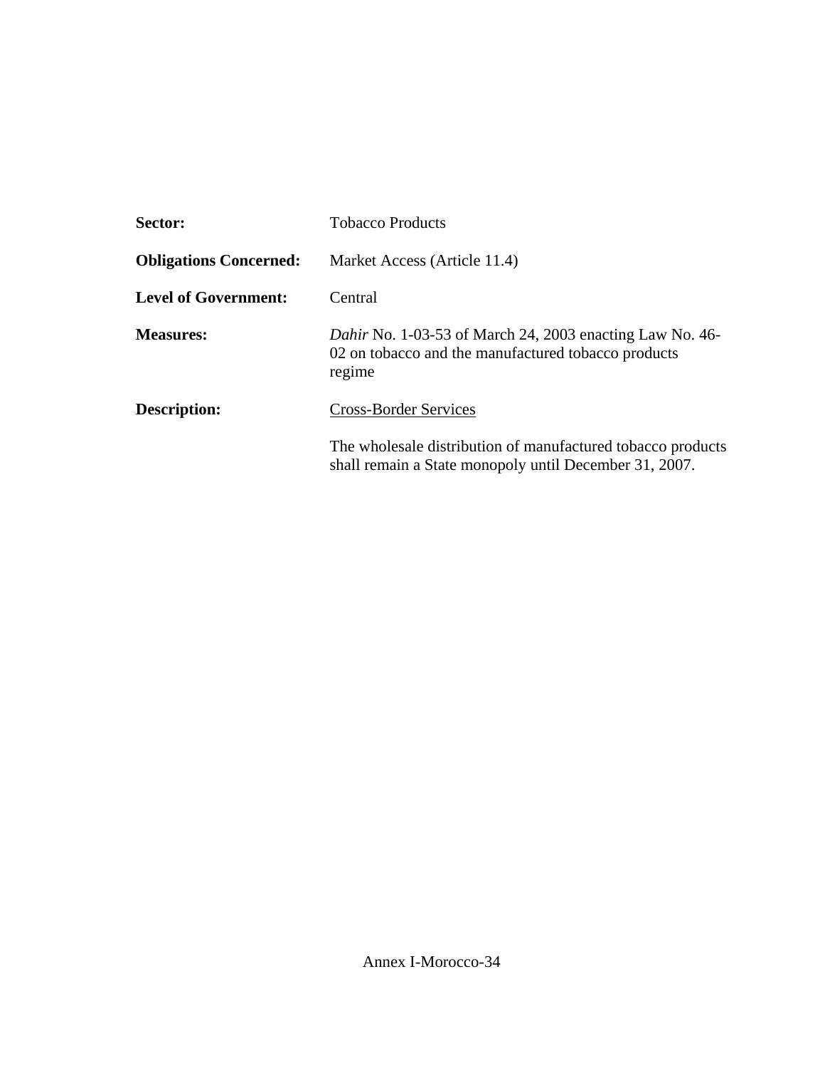**Sector:** Tobacco Products

**Obligations Concerned:** Market Access (Article 11.4)

**Level of Government:** Central

**Measures:** *Dahir* No. 1-03-53 of March 24, 2003 enacting Law No. 46-02 on tobacco and the manufactured tobacco products regime

**Description:** Cross-Border Services

The wholesale distribution of manufactured tobacco products shall remain a State monopoly until December 31, 2007.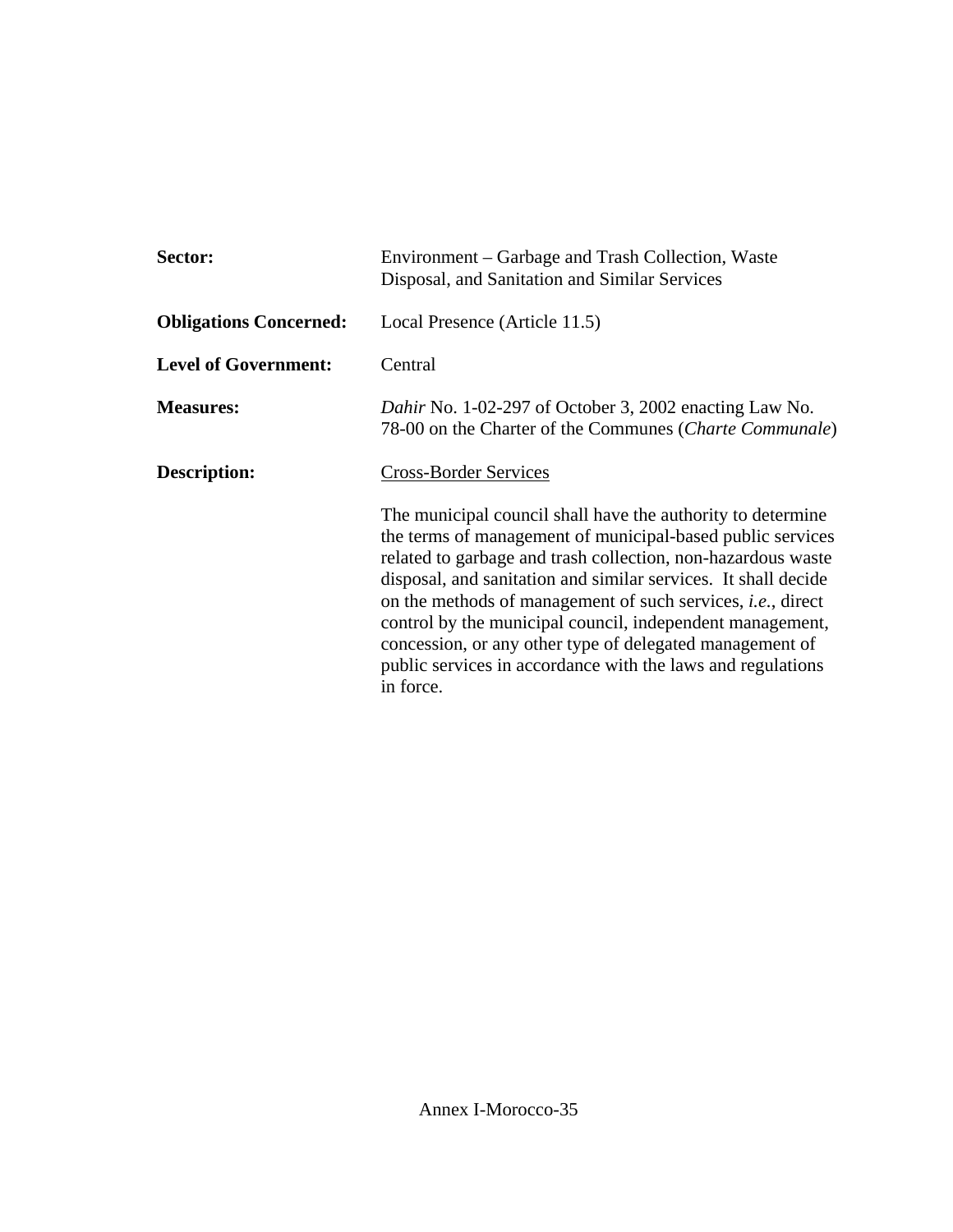**Sector:** Environment – Garbage and Trash Collection, Waste Disposal, and Sanitation and Similar Services

**Obligations Concerned:** Local Presence (Article 11.5)

**Level of Government:** Central

**Measures:** *Dahir* No. 1-02-297 of October 3, 2002 enacting Law No. 78-00 on the Charter of the Communes (*Charte Communale*)

**Description:** Cross-Border Services

The municipal council shall have the authority to determine the terms of management of municipal-based public services related to garbage and trash collection, non-hazardous waste disposal, and sanitation and similar services. It shall decide on the methods of management of such services, *i.e.*, direct control by the municipal council, independent management, concession, or any other type of delegated management of public services in accordance with the laws and regulations in force.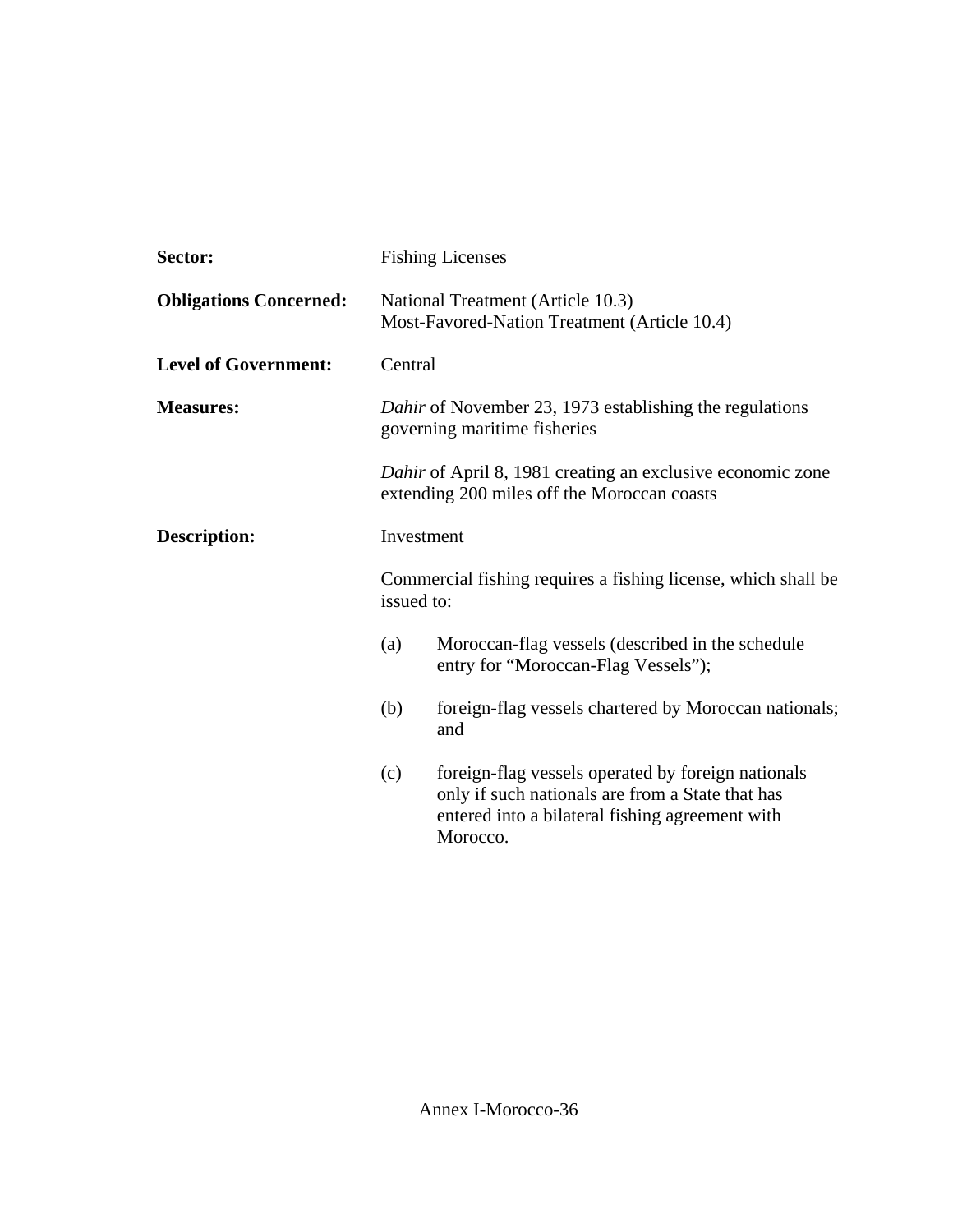**Sector:** Fishing Licenses

**Obligations Concerned:** National Treatment (Article 10.3)
Most-Favored-Nation Treatment (Article 10.4)

**Level of Government:** Central

**Measures:** *Dahir* of November 23, 1973 establishing the regulations governing maritime fisheries

*Dahir* of April 8, 1981 creating an exclusive economic zone extending 200 miles off the Moroccan coasts

**Description:** Investment

Commercial fishing requires a fishing license, which shall be issued to:

(a) Moroccan-flag vessels (described in the schedule entry for "Moroccan-Flag Vessels");

(b) foreign-flag vessels chartered by Moroccan nationals; and

(c) foreign-flag vessels operated by foreign nationals only if such nationals are from a State that has entered into a bilateral fishing agreement with Morocco.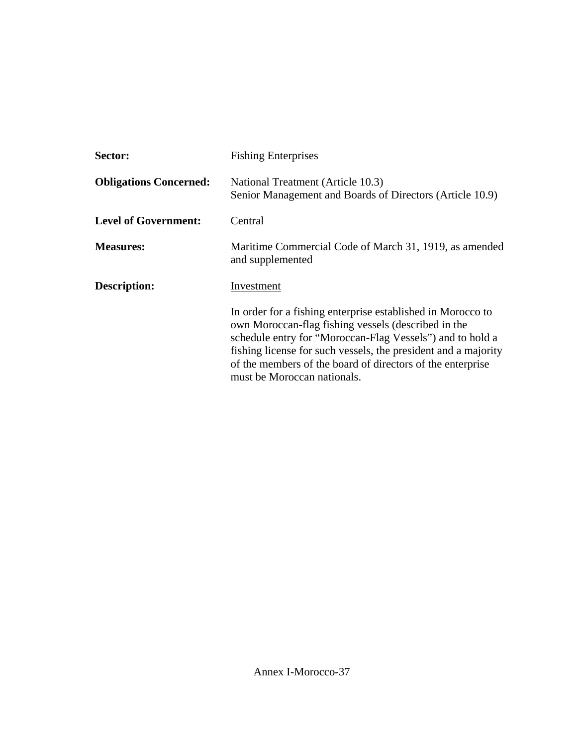**Sector:** Fishing Enterprises

**Obligations Concerned:** National Treatment (Article 10.3)
Senior Management and Boards of Directors (Article 10.9)

**Level of Government:** Central

**Measures:** Maritime Commercial Code of March 31, 1919, as amended and supplemented

**Description:** Investment

In order for a fishing enterprise established in Morocco to own Moroccan-flag fishing vessels (described in the schedule entry for "Moroccan-Flag Vessels") and to hold a fishing license for such vessels, the president and a majority of the members of the board of directors of the enterprise must be Moroccan nationals.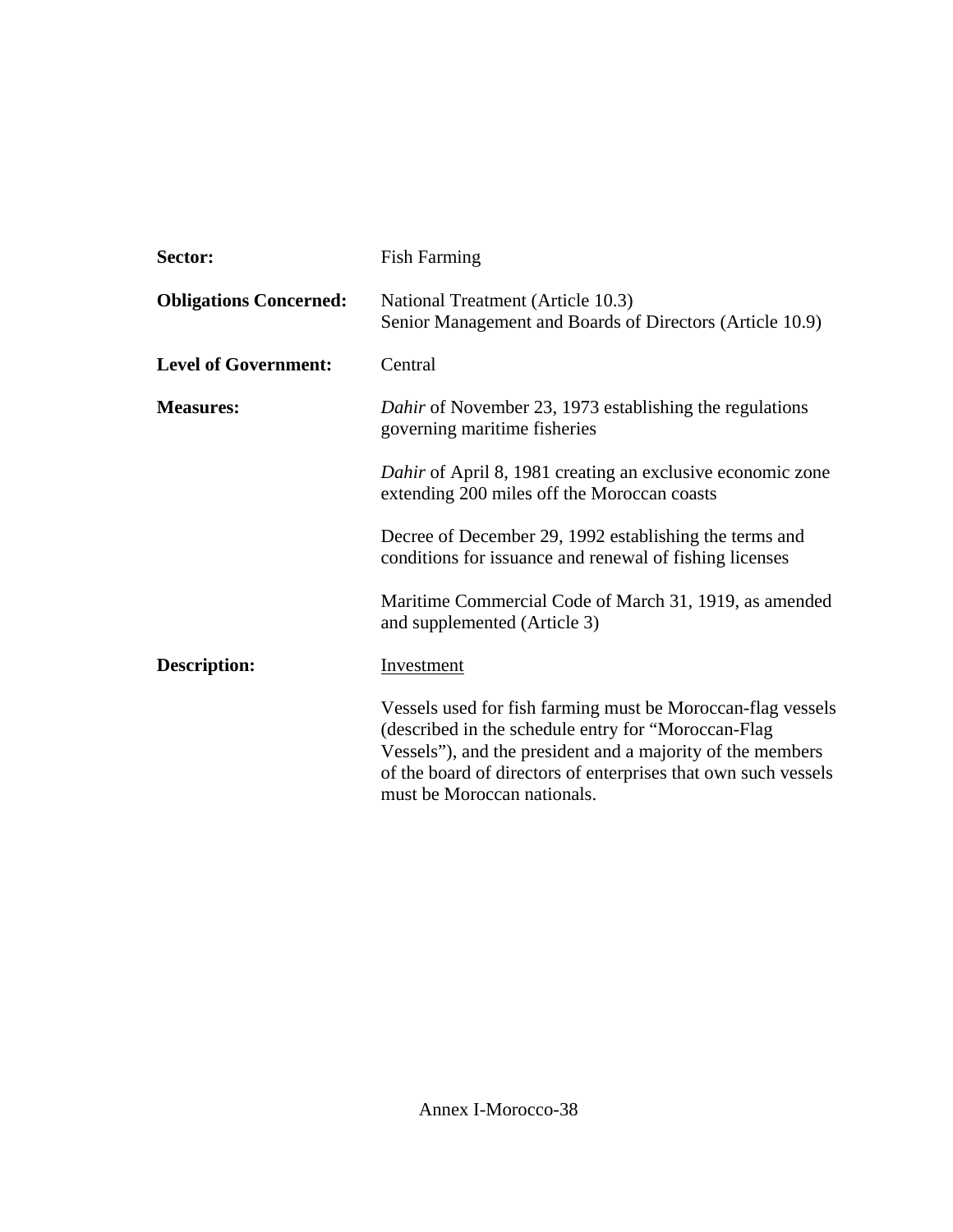**Sector:** Fish Farming

**Obligations Concerned:** National Treatment (Article 10.3)
Senior Management and Boards of Directors (Article 10.9)

**Level of Government:** Central

**Measures:** *Dahir* of November 23, 1973 establishing the regulations governing maritime fisheries

*Dahir* of April 8, 1981 creating an exclusive economic zone extending 200 miles off the Moroccan coasts

Decree of December 29, 1992 establishing the terms and conditions for issuance and renewal of fishing licenses

Maritime Commercial Code of March 31, 1919, as amended and supplemented (Article 3)

**Description:** Investment

Vessels used for fish farming must be Moroccan-flag vessels (described in the schedule entry for "Moroccan-Flag Vessels"), and the president and a majority of the members of the board of directors of enterprises that own such vessels must be Moroccan nationals.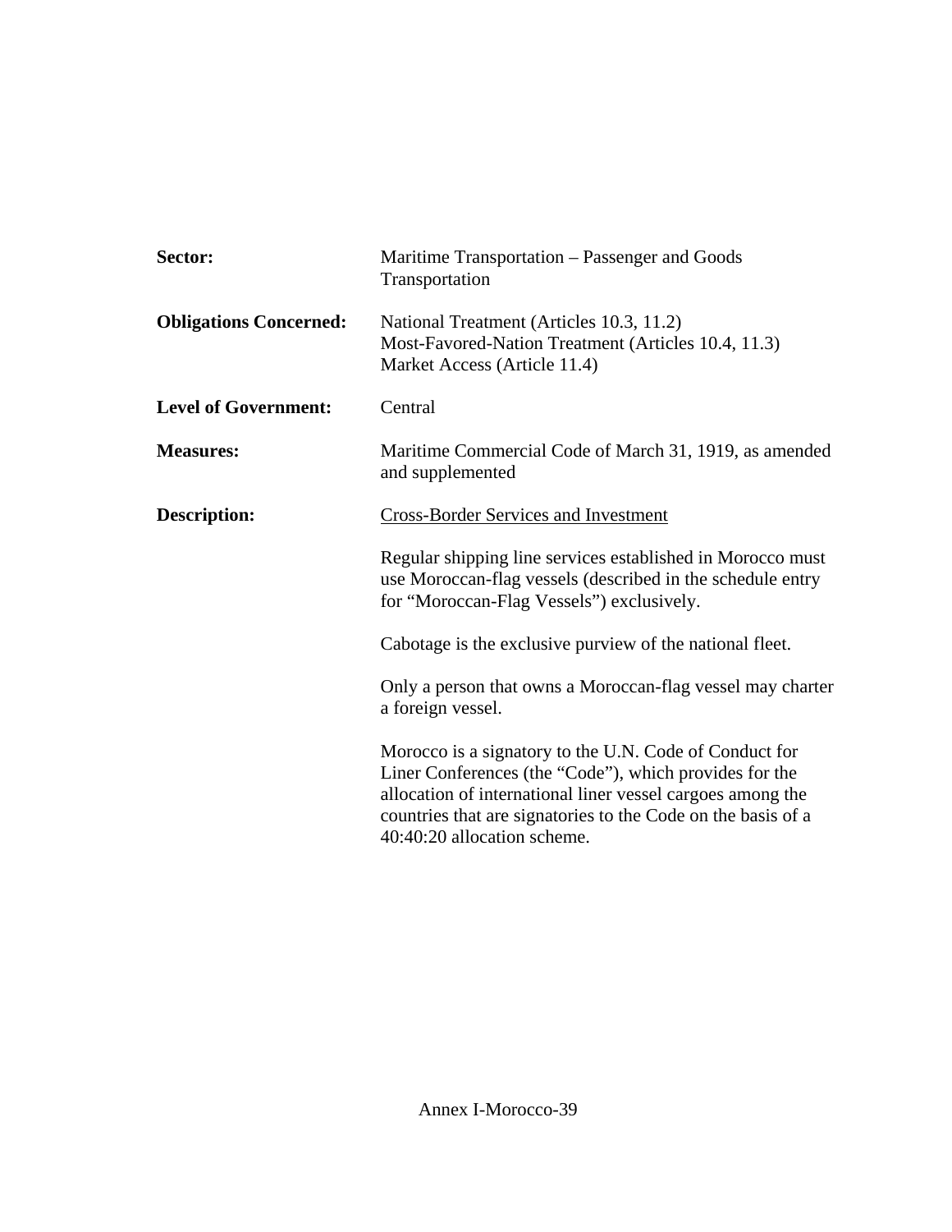**Sector:** Maritime Transportation – Passenger and Goods Transportation

**Obligations Concerned:** National Treatment (Articles 10.3, 11.2)
Most-Favored-Nation Treatment (Articles 10.4, 11.3)
Market Access (Article 11.4)

**Level of Government:** Central

**Measures:** Maritime Commercial Code of March 31, 1919, as amended and supplemented

**Description:** Cross-Border Services and Investment

Regular shipping line services established in Morocco must use Moroccan-flag vessels (described in the schedule entry for "Moroccan-Flag Vessels") exclusively.

Cabotage is the exclusive purview of the national fleet.

Only a person that owns a Moroccan-flag vessel may charter a foreign vessel.

Morocco is a signatory to the U.N. Code of Conduct for Liner Conferences (the "Code"), which provides for the allocation of international liner vessel cargoes among the countries that are signatories to the Code on the basis of a 40:40:20 allocation scheme.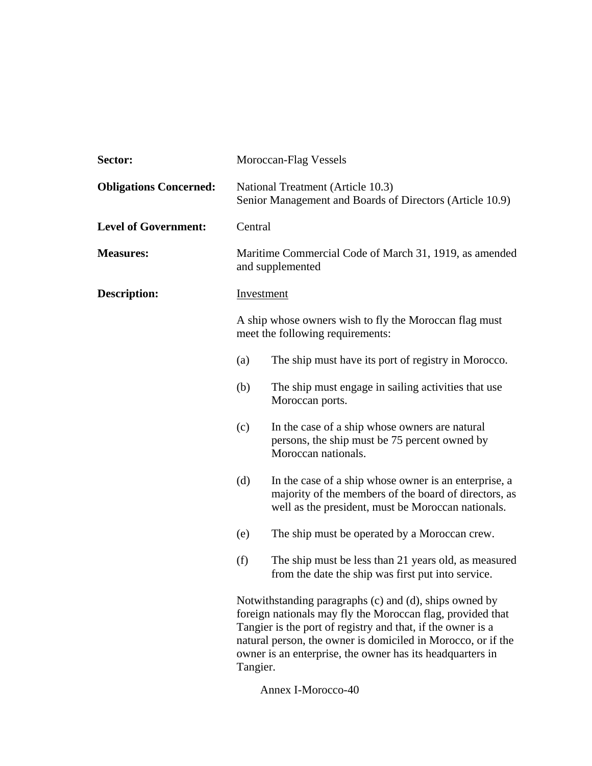**Sector:** Moroccan-Flag Vessels

**Obligations Concerned:** National Treatment (Article 10.3)
Senior Management and Boards of Directors (Article 10.9)

**Level of Government:** Central

**Measures:** Maritime Commercial Code of March 31, 1919, as amended and supplemented

**Description:** Investment

A ship whose owners wish to fly the Moroccan flag must meet the following requirements:

(a) The ship must have its port of registry in Morocco.

(b) The ship must engage in sailing activities that use Moroccan ports.

(c) In the case of a ship whose owners are natural persons, the ship must be 75 percent owned by Moroccan nationals.

(d) In the case of a ship whose owner is an enterprise, a majority of the members of the board of directors, as well as the president, must be Moroccan nationals.

(e) The ship must be operated by a Moroccan crew.

(f) The ship must be less than 21 years old, as measured from the date the ship was first put into service.

Notwithstanding paragraphs (c) and (d), ships owned by foreign nationals may fly the Moroccan flag, provided that Tangier is the port of registry and that, if the owner is a natural person, the owner is domiciled in Morocco, or if the owner is an enterprise, the owner has its headquarters in Tangier.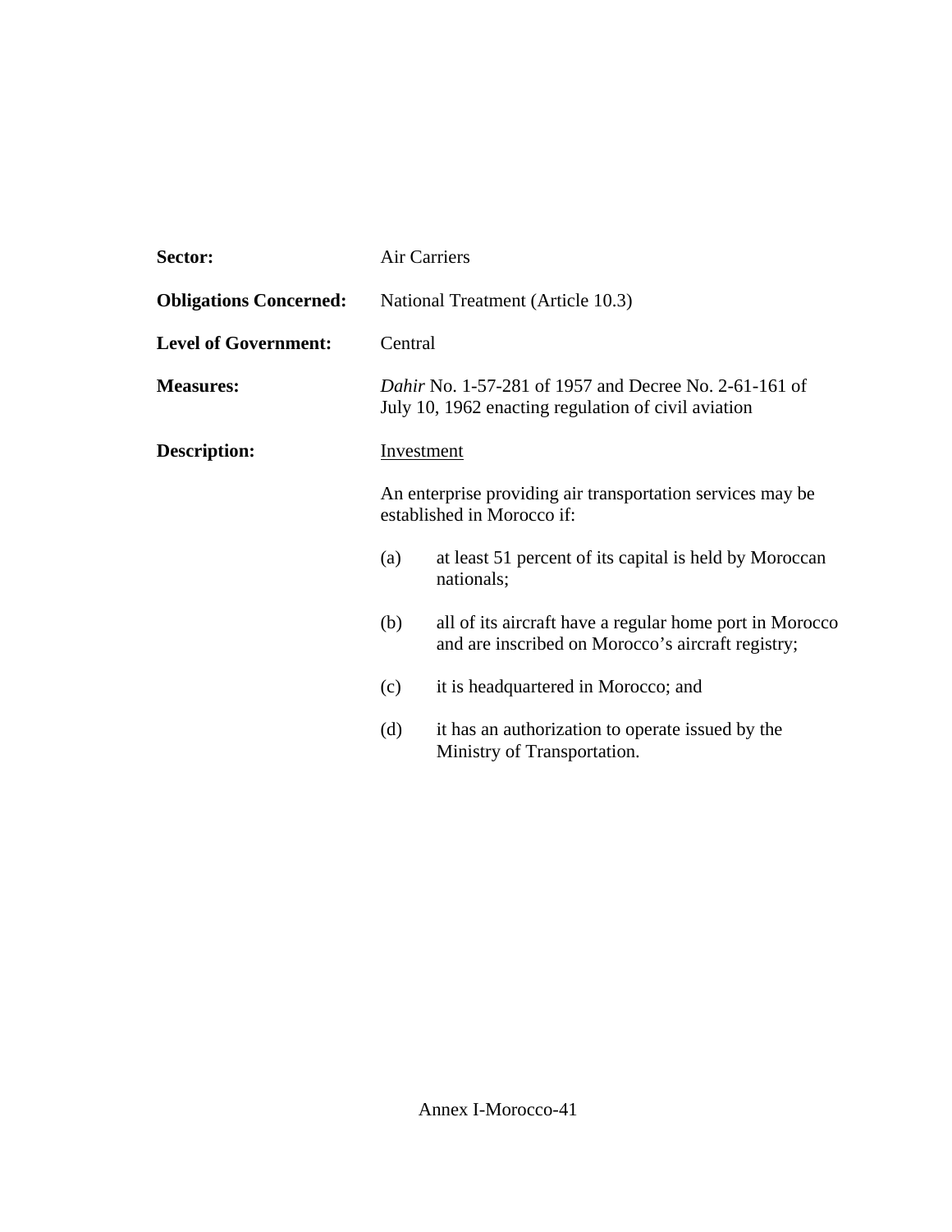**Sector:** Air Carriers

**Obligations Concerned:** National Treatment (Article 10.3)

**Level of Government:** Central

**Measures:** *Dahir* No. 1-57-281 of 1957 and Decree No. 2-61-161 of July 10, 1962 enacting regulation of civil aviation

**Description:** Investment

An enterprise providing air transportation services may be established in Morocco if:

(a) at least 51 percent of its capital is held by Moroccan nationals;

(b) all of its aircraft have a regular home port in Morocco and are inscribed on Morocco's aircraft registry;

(c) it is headquartered in Morocco; and

(d) it has an authorization to operate issued by the Ministry of Transportation.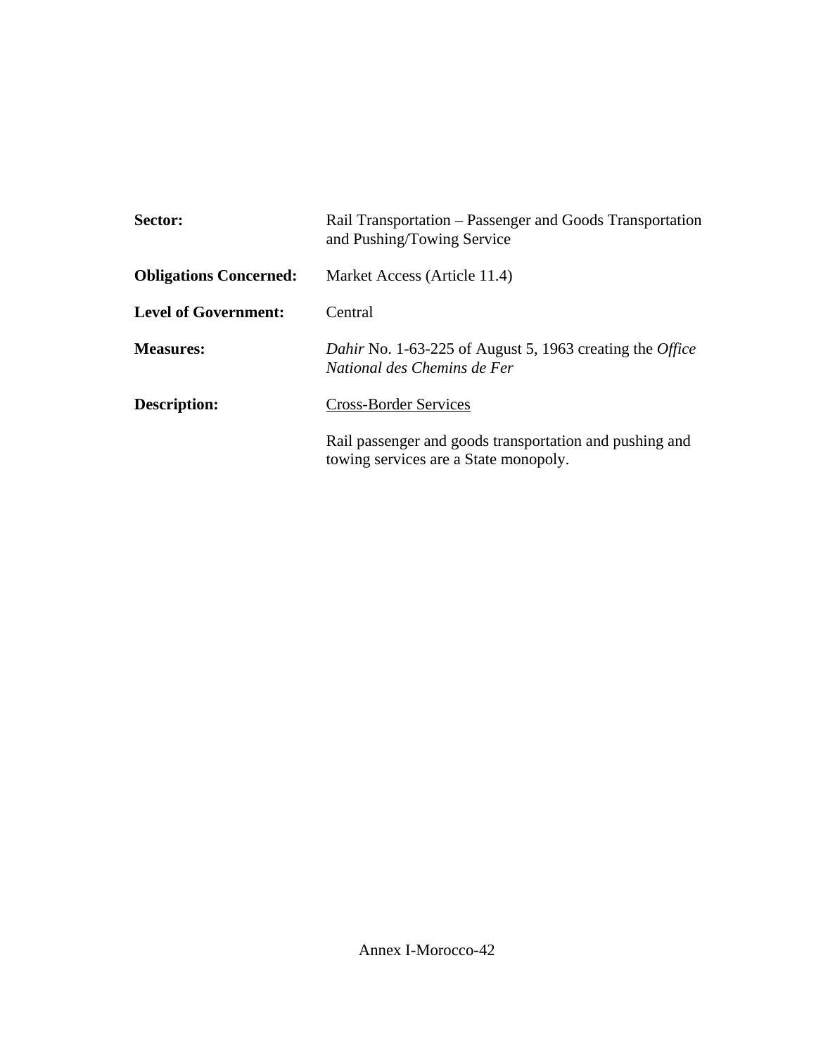**Sector:** Rail Transportation – Passenger and Goods Transportation and Pushing/Towing Service

**Obligations Concerned:** Market Access (Article 11.4)

**Level of Government:** Central

**Measures:** *Dahir* No. 1-63-225 of August 5, 1963 creating the *Office National des Chemins de Fer*

**Description:** <u>Cross-Border Services</u>

Rail passenger and goods transportation and pushing and towing services are a State monopoly.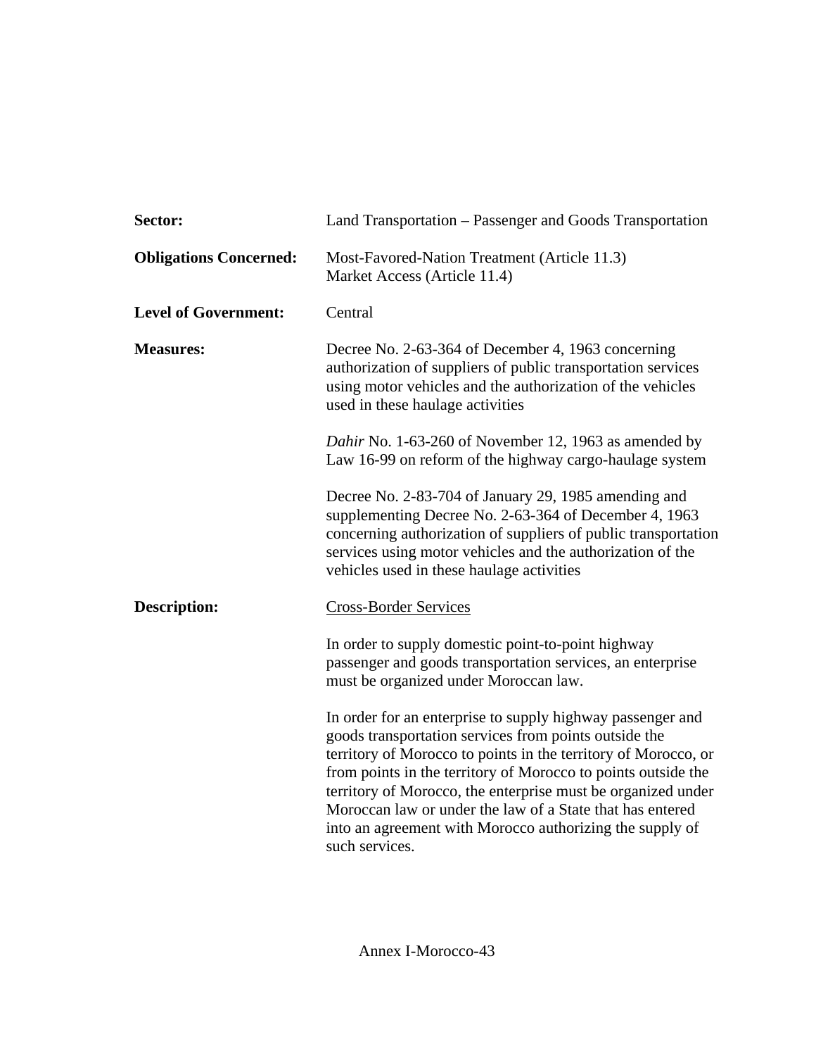**Sector:** Land Transportation – Passenger and Goods Transportation

**Obligations Concerned:** Most-Favored-Nation Treatment (Article 11.3)
Market Access (Article 11.4)

**Level of Government:** Central

**Measures:** Decree No. 2-63-364 of December 4, 1963 concerning authorization of suppliers of public transportation services using motor vehicles and the authorization of the vehicles used in these haulage activities

*Dahir* No. 1-63-260 of November 12, 1963 as amended by Law 16-99 on reform of the highway cargo-haulage system

Decree No. 2-83-704 of January 29, 1985 amending and supplementing Decree No. 2-63-364 of December 4, 1963 concerning authorization of suppliers of public transportation services using motor vehicles and the authorization of the vehicles used in these haulage activities

**Description:** <u>Cross-Border Services</u>

In order to supply domestic point-to-point highway passenger and goods transportation services, an enterprise must be organized under Moroccan law.

In order for an enterprise to supply highway passenger and goods transportation services from points outside the territory of Morocco to points in the territory of Morocco, or from points in the territory of Morocco to points outside the territory of Morocco, the enterprise must be organized under Moroccan law or under the law of a State that has entered into an agreement with Morocco authorizing the supply of such services.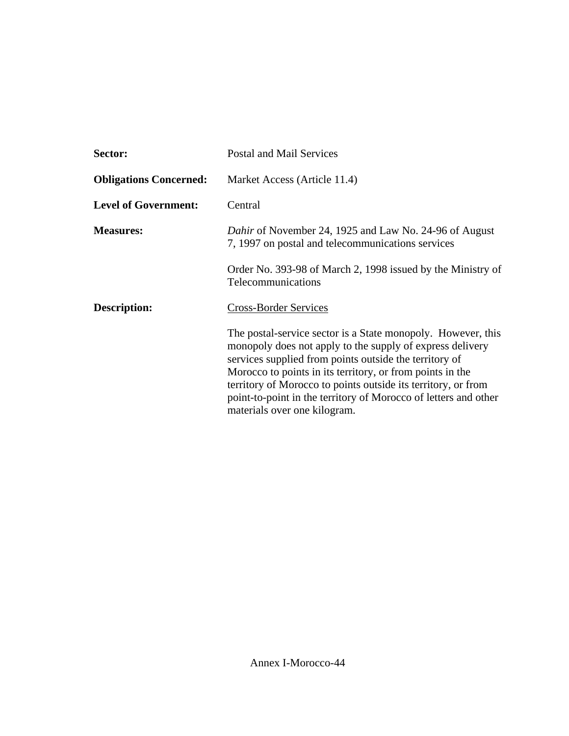**Sector:** Postal and Mail Services

**Obligations Concerned:** Market Access (Article 11.4)

**Level of Government:** Central

**Measures:** *Dahir* of November 24, 1925 and Law No. 24-96 of August 7, 1997 on postal and telecommunications services

Order No. 393-98 of March 2, 1998 issued by the Ministry of Telecommunications

**Description:** Cross-Border Services

The postal-service sector is a State monopoly. However, this monopoly does not apply to the supply of express delivery services supplied from points outside the territory of Morocco to points in its territory, or from points in the territory of Morocco to points outside its territory, or from point-to-point in the territory of Morocco of letters and other materials over one kilogram.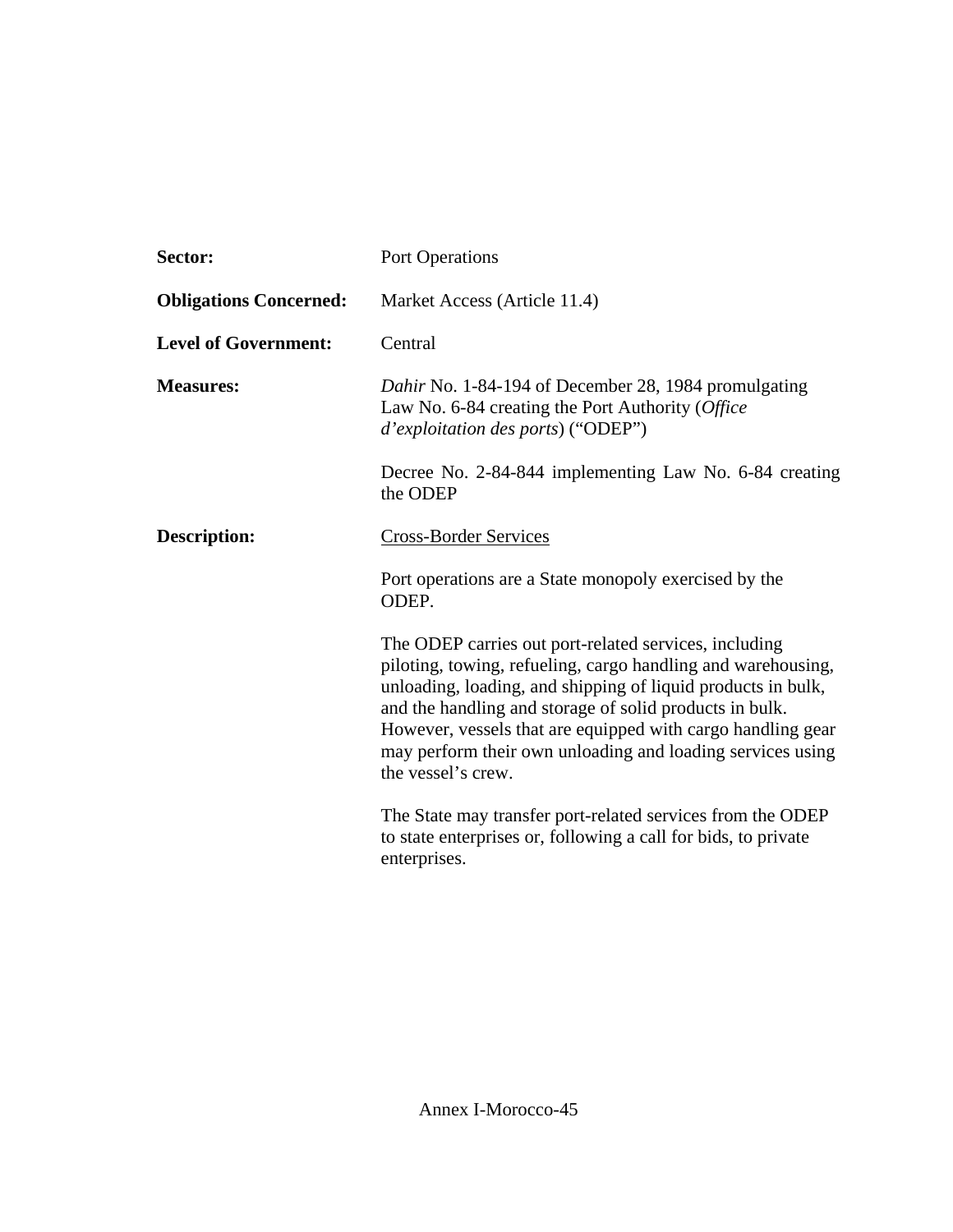**Sector:** Port Operations

**Obligations Concerned:** Market Access (Article 11.4)

**Level of Government:** Central

**Measures:** *Dahir* No. 1-84-194 of December 28, 1984 promulgating Law No. 6-84 creating the Port Authority (*Office d'exploitation des ports*) ("ODEP")

Decree No. 2-84-844 implementing Law No. 6-84 creating the ODEP

**Description:** Cross-Border Services

Port operations are a State monopoly exercised by the ODEP.

The ODEP carries out port-related services, including piloting, towing, refueling, cargo handling and warehousing, unloading, loading, and shipping of liquid products in bulk, and the handling and storage of solid products in bulk. However, vessels that are equipped with cargo handling gear may perform their own unloading and loading services using the vessel's crew.

The State may transfer port-related services from the ODEP to state enterprises or, following a call for bids, to private enterprises.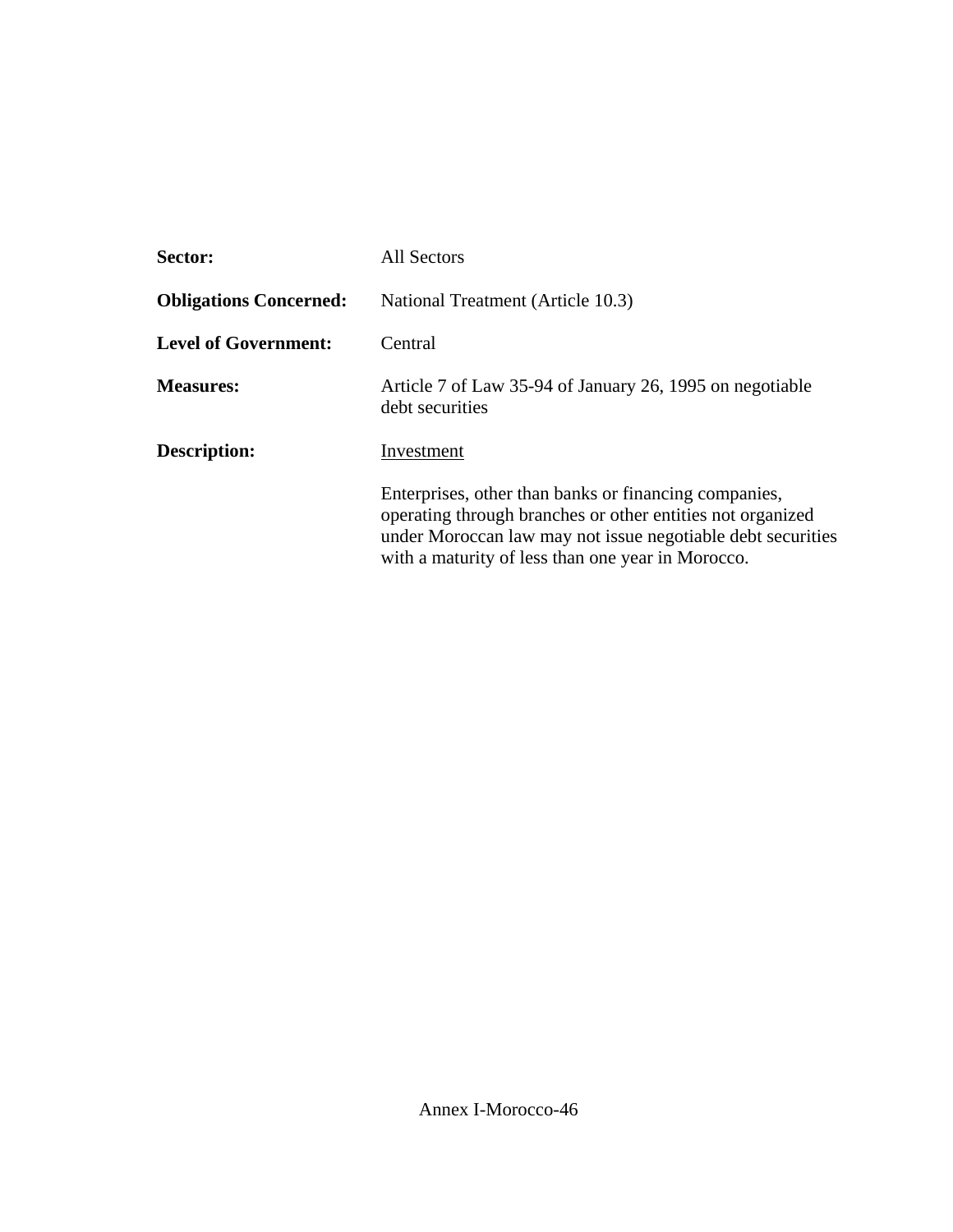**Sector:** All Sectors

**Obligations Concerned:** National Treatment (Article 10.3)

**Level of Government:** Central

**Measures:** Article 7 of Law 35-94 of January 26, 1995 on negotiable debt securities

**Description:** Investment

Enterprises, other than banks or financing companies, operating through branches or other entities not organized under Moroccan law may not issue negotiable debt securities with a maturity of less than one year in Morocco.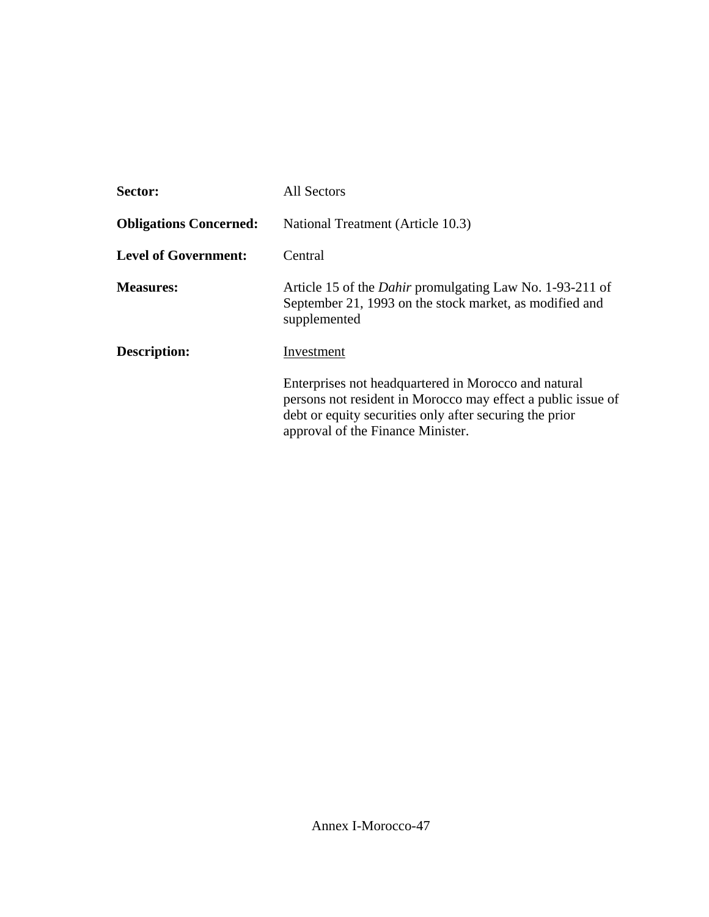**Sector:** All Sectors

**Obligations Concerned:** National Treatment (Article 10.3)

**Level of Government:** Central

**Measures:** Article 15 of the *Dahir* promulgating Law No. 1-93-211 of September 21, 1993 on the stock market, as modified and supplemented

**Description:** Investment

Enterprises not headquartered in Morocco and natural persons not resident in Morocco may effect a public issue of debt or equity securities only after securing the prior approval of the Finance Minister.